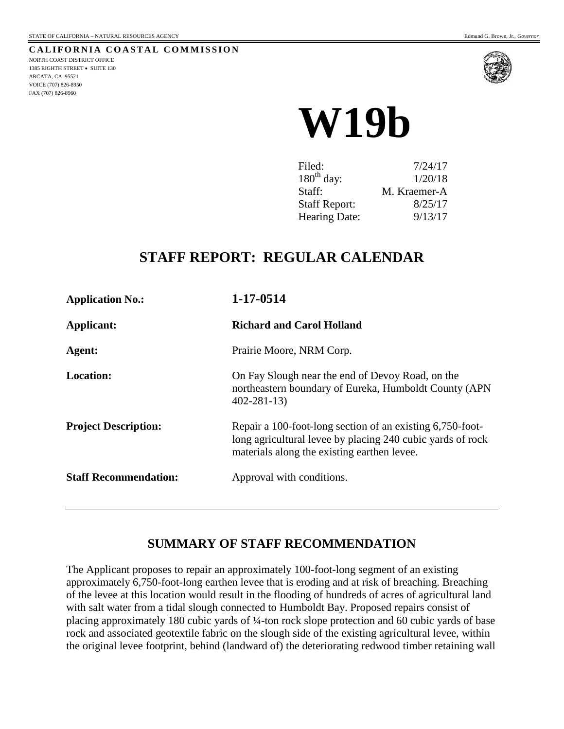STATE OF CALIFORNIA – NATURAL RESOURCES AGENCY Edmund G. Brown, Jr., *Governor*

**CALIFORNIA COASTAL COMMISSION**
NORTH COAST DISTRICT OFFICE
1385 EIGHTH STREET • SUITE 130
ARCATA, CA 95521
VOICE (707) 826-8950
FAX (707) 826-8960

# W19b

| | |
|---|---|
| Filed: | 7/24/17 |
| 180th day: | 1/20/18 |
| Staff: | M. Kraemer-A |
| Staff Report: | 8/25/17 |
| Hearing Date: | 9/13/17 |

## STAFF REPORT: REGULAR CALENDAR

| | |
|---|---|
| **Application No.:** | **1-17-0514** |
| **Applicant:** | **Richard and Carol Holland** |
| **Agent:** | Prairie Moore, NRM Corp. |
| **Location:** | On Fay Slough near the end of Devoy Road, on the northeastern boundary of Eureka, Humboldt County (APN 402-281-13) |
| **Project Description:** | Repair a 100-foot-long section of an existing 6,750-foot-long agricultural levee by placing 240 cubic yards of rock materials along the existing earthen levee. |
| **Staff Recommendation:** | Approval with conditions. |

## SUMMARY OF STAFF RECOMMENDATION

The Applicant proposes to repair an approximately 100-foot-long segment of an existing approximately 6,750-foot-long earthen levee that is eroding and at risk of breaching. Breaching of the levee at this location would result in the flooding of hundreds of acres of agricultural land with salt water from a tidal slough connected to Humboldt Bay. Proposed repairs consist of placing approximately 180 cubic yards of ¼-ton rock slope protection and 60 cubic yards of base rock and associated geotextile fabric on the slough side of the existing agricultural levee, within the original levee footprint, behind (landward of) the deteriorating redwood timber retaining wall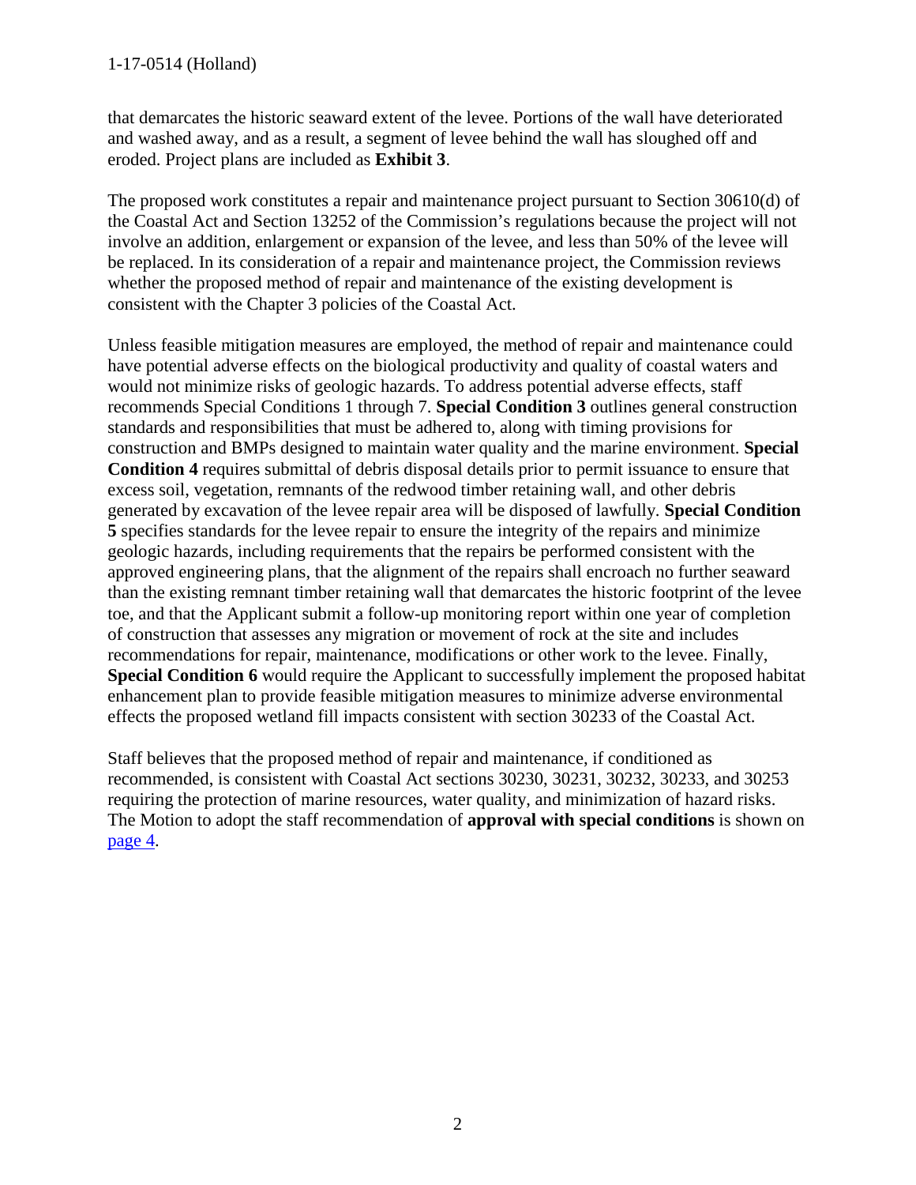that demarcates the historic seaward extent of the levee. Portions of the wall have deteriorated and washed away, and as a result, a segment of levee behind the wall has sloughed off and eroded. Project plans are included as **Exhibit 3**.

The proposed work constitutes a repair and maintenance project pursuant to Section 30610(d) of the Coastal Act and Section 13252 of the Commission's regulations because the project will not involve an addition, enlargement or expansion of the levee, and less than 50% of the levee will be replaced. In its consideration of a repair and maintenance project, the Commission reviews whether the proposed method of repair and maintenance of the existing development is consistent with the Chapter 3 policies of the Coastal Act.

Unless feasible mitigation measures are employed, the method of repair and maintenance could have potential adverse effects on the biological productivity and quality of coastal waters and would not minimize risks of geologic hazards. To address potential adverse effects, staff recommends Special Conditions 1 through 7. **Special Condition 3** outlines general construction standards and responsibilities that must be adhered to, along with timing provisions for construction and BMPs designed to maintain water quality and the marine environment. **Special Condition 4** requires submittal of debris disposal details prior to permit issuance to ensure that excess soil, vegetation, remnants of the redwood timber retaining wall, and other debris generated by excavation of the levee repair area will be disposed of lawfully. **Special Condition 5** specifies standards for the levee repair to ensure the integrity of the repairs and minimize geologic hazards, including requirements that the repairs be performed consistent with the approved engineering plans, that the alignment of the repairs shall encroach no further seaward than the existing remnant timber retaining wall that demarcates the historic footprint of the levee toe, and that the Applicant submit a follow-up monitoring report within one year of completion of construction that assesses any migration or movement of rock at the site and includes recommendations for repair, maintenance, modifications or other work to the levee. Finally, **Special Condition 6** would require the Applicant to successfully implement the proposed habitat enhancement plan to provide feasible mitigation measures to minimize adverse environmental effects the proposed wetland fill impacts consistent with section 30233 of the Coastal Act.

Staff believes that the proposed method of repair and maintenance, if conditioned as recommended, is consistent with Coastal Act sections 30230, 30231, 30232, 30233, and 30253 requiring the protection of marine resources, water quality, and minimization of hazard risks. The Motion to adopt the staff recommendation of **approval with special conditions** is shown on page 4.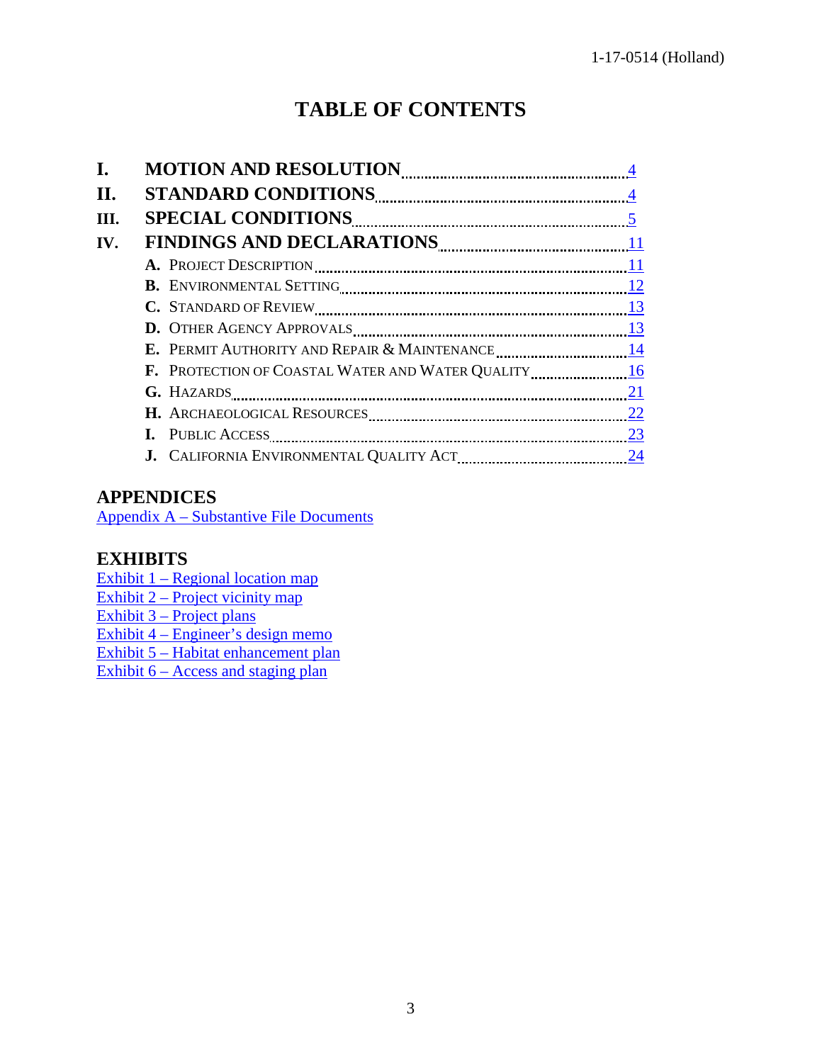# TABLE OF CONTENTS

**I. MOTION AND RESOLUTION** ........ 4

**II. STANDARD CONDITIONS** ........ 4

**III. SPECIAL CONDITIONS** ........ 5

**IV. FINDINGS AND DECLARATIONS** ........ 11

- **A.** PROJECT DESCRIPTION ........ 11
- **B.** ENVIRONMENTAL SETTING ........ 12
- **C.** STANDARD OF REVIEW ........ 13
- **D.** OTHER AGENCY APPROVALS ........ 13
- **E.** PERMIT AUTHORITY AND REPAIR & MAINTENANCE ........ 14
- **F.** PROTECTION OF COASTAL WATER AND WATER QUALITY ........ 16
- **G.** HAZARDS ........ 21
- **H.** ARCHAEOLOGICAL RESOURCES ........ 22
- **I.** PUBLIC ACCESS ........ 23
- **J.** CALIFORNIA ENVIRONMENTAL QUALITY ACT ........ 24

## APPENDICES

Appendix A – Substantive File Documents

## EXHIBITS

Exhibit 1 – Regional location map
Exhibit 2 – Project vicinity map
Exhibit 3 – Project plans
Exhibit 4 – Engineer's design memo
Exhibit 5 – Habitat enhancement plan
Exhibit 6 – Access and staging plan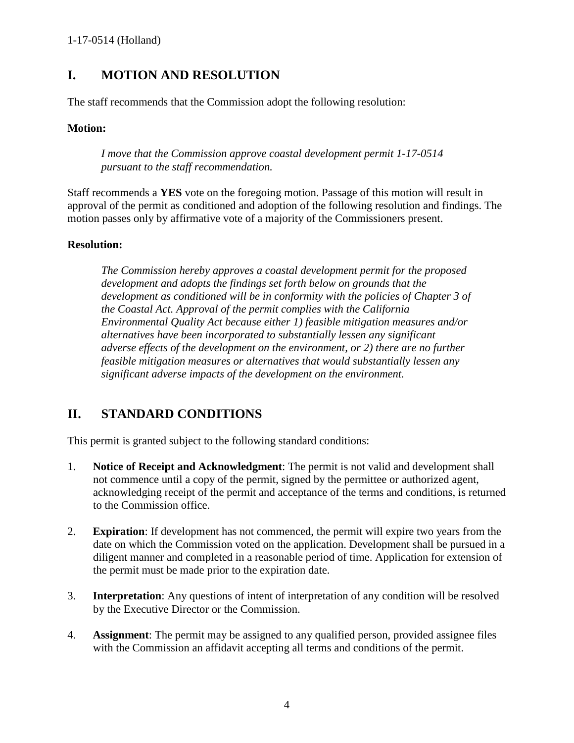## I. MOTION AND RESOLUTION

The staff recommends that the Commission adopt the following resolution:

**Motion:**

> *I move that the Commission approve coastal development permit 1-17-0514 pursuant to the staff recommendation.*

Staff recommends a **YES** vote on the foregoing motion. Passage of this motion will result in approval of the permit as conditioned and adoption of the following resolution and findings. The motion passes only by affirmative vote of a majority of the Commissioners present.

**Resolution:**

> *The Commission hereby approves a coastal development permit for the proposed development and adopts the findings set forth below on grounds that the development as conditioned will be in conformity with the policies of Chapter 3 of the Coastal Act. Approval of the permit complies with the California Environmental Quality Act because either 1) feasible mitigation measures and/or alternatives have been incorporated to substantially lessen any significant adverse effects of the development on the environment, or 2) there are no further feasible mitigation measures or alternatives that would substantially lessen any significant adverse impacts of the development on the environment.*

## II. STANDARD CONDITIONS

This permit is granted subject to the following standard conditions:

1. **Notice of Receipt and Acknowledgment**: The permit is not valid and development shall not commence until a copy of the permit, signed by the permittee or authorized agent, acknowledging receipt of the permit and acceptance of the terms and conditions, is returned to the Commission office.

2. **Expiration**: If development has not commenced, the permit will expire two years from the date on which the Commission voted on the application. Development shall be pursued in a diligent manner and completed in a reasonable period of time. Application for extension of the permit must be made prior to the expiration date.

3. **Interpretation**: Any questions of intent of interpretation of any condition will be resolved by the Executive Director or the Commission.

4. **Assignment**: The permit may be assigned to any qualified person, provided assignee files with the Commission an affidavit accepting all terms and conditions of the permit.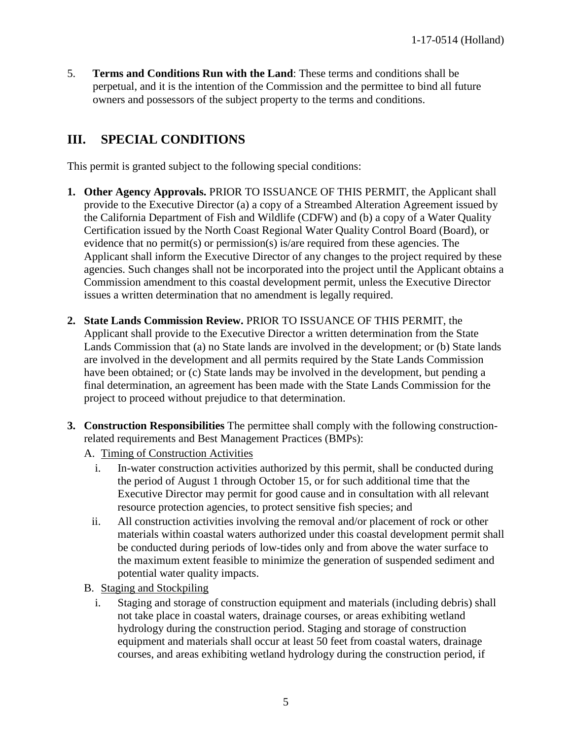5. **Terms and Conditions Run with the Land**: These terms and conditions shall be perpetual, and it is the intention of the Commission and the permittee to bind all future owners and possessors of the subject property to the terms and conditions.

## III. SPECIAL CONDITIONS

This permit is granted subject to the following special conditions:

1. **Other Agency Approvals.** PRIOR TO ISSUANCE OF THIS PERMIT, the Applicant shall provide to the Executive Director (a) a copy of a Streambed Alteration Agreement issued by the California Department of Fish and Wildlife (CDFW) and (b) a copy of a Water Quality Certification issued by the North Coast Regional Water Quality Control Board (Board), or evidence that no permit(s) or permission(s) is/are required from these agencies. The Applicant shall inform the Executive Director of any changes to the project required by these agencies. Such changes shall not be incorporated into the project until the Applicant obtains a Commission amendment to this coastal development permit, unless the Executive Director issues a written determination that no amendment is legally required.

2. **State Lands Commission Review.** PRIOR TO ISSUANCE OF THIS PERMIT, the Applicant shall provide to the Executive Director a written determination from the State Lands Commission that (a) no State lands are involved in the development; or (b) State lands are involved in the development and all permits required by the State Lands Commission have been obtained; or (c) State lands may be involved in the development, but pending a final determination, an agreement has been made with the State Lands Commission for the project to proceed without prejudice to that determination.

3. **Construction Responsibilities** The permittee shall comply with the following construction-related requirements and Best Management Practices (BMPs):

   A. Timing of Construction Activities

      i. In-water construction activities authorized by this permit, shall be conducted during the period of August 1 through October 15, or for such additional time that the Executive Director may permit for good cause and in consultation with all relevant resource protection agencies, to protect sensitive fish species; and

      ii. All construction activities involving the removal and/or placement of rock or other materials within coastal waters authorized under this coastal development permit shall be conducted during periods of low-tides only and from above the water surface to the maximum extent feasible to minimize the generation of suspended sediment and potential water quality impacts.

   B. Staging and Stockpiling

      i. Staging and storage of construction equipment and materials (including debris) shall not take place in coastal waters, drainage courses, or areas exhibiting wetland hydrology during the construction period. Staging and storage of construction equipment and materials shall occur at least 50 feet from coastal waters, drainage courses, and areas exhibiting wetland hydrology during the construction period, if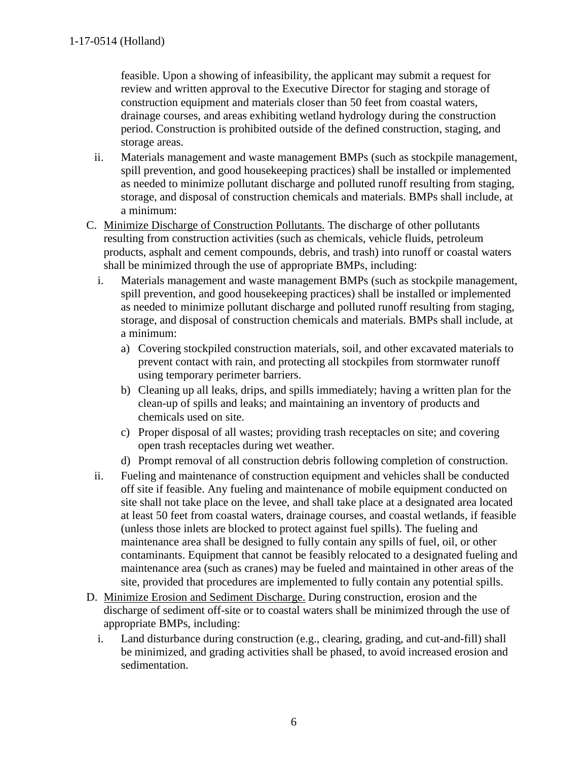feasible. Upon a showing of infeasibility, the applicant may submit a request for review and written approval to the Executive Director for staging and storage of construction equipment and materials closer than 50 feet from coastal waters, drainage courses, and areas exhibiting wetland hydrology during the construction period. Construction is prohibited outside of the defined construction, staging, and storage areas.

ii. Materials management and waste management BMPs (such as stockpile management, spill prevention, and good housekeeping practices) shall be installed or implemented as needed to minimize pollutant discharge and polluted runoff resulting from staging, storage, and disposal of construction chemicals and materials. BMPs shall include, at a minimum:

C. Minimize Discharge of Construction Pollutants. The discharge of other pollutants resulting from construction activities (such as chemicals, vehicle fluids, petroleum products, asphalt and cement compounds, debris, and trash) into runoff or coastal waters shall be minimized through the use of appropriate BMPs, including:

i. Materials management and waste management BMPs (such as stockpile management, spill prevention, and good housekeeping practices) shall be installed or implemented as needed to minimize pollutant discharge and polluted runoff resulting from staging, storage, and disposal of construction chemicals and materials. BMPs shall include, at a minimum:

   a) Covering stockpiled construction materials, soil, and other excavated materials to prevent contact with rain, and protecting all stockpiles from stormwater runoff using temporary perimeter barriers.

   b) Cleaning up all leaks, drips, and spills immediately; having a written plan for the clean-up of spills and leaks; and maintaining an inventory of products and chemicals used on site.

   c) Proper disposal of all wastes; providing trash receptacles on site; and covering open trash receptacles during wet weather.

   d) Prompt removal of all construction debris following completion of construction.

ii. Fueling and maintenance of construction equipment and vehicles shall be conducted off site if feasible. Any fueling and maintenance of mobile equipment conducted on site shall not take place on the levee, and shall take place at a designated area located at least 50 feet from coastal waters, drainage courses, and coastal wetlands, if feasible (unless those inlets are blocked to protect against fuel spills). The fueling and maintenance area shall be designed to fully contain any spills of fuel, oil, or other contaminants. Equipment that cannot be feasibly relocated to a designated fueling and maintenance area (such as cranes) may be fueled and maintained in other areas of the site, provided that procedures are implemented to fully contain any potential spills.

D. Minimize Erosion and Sediment Discharge. During construction, erosion and the discharge of sediment off-site or to coastal waters shall be minimized through the use of appropriate BMPs, including:

i. Land disturbance during construction (e.g., clearing, grading, and cut-and-fill) shall be minimized, and grading activities shall be phased, to avoid increased erosion and sedimentation.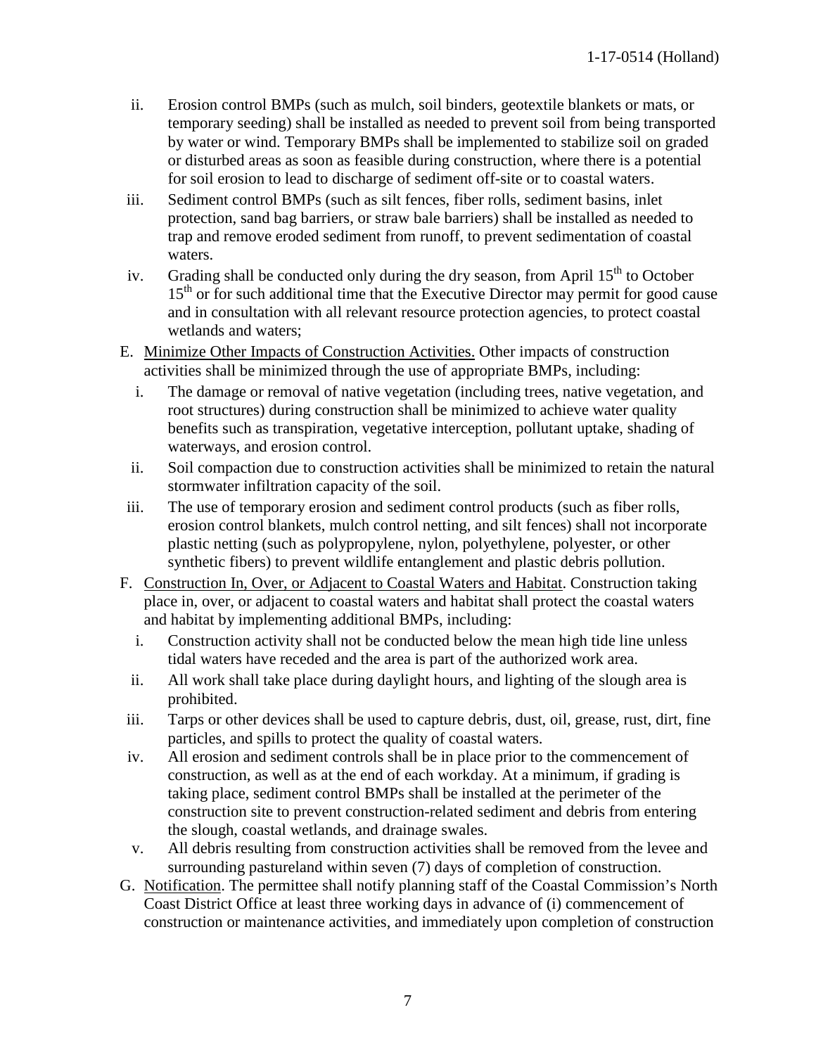ii. Erosion control BMPs (such as mulch, soil binders, geotextile blankets or mats, or temporary seeding) shall be installed as needed to prevent soil from being transported by water or wind. Temporary BMPs shall be implemented to stabilize soil on graded or disturbed areas as soon as feasible during construction, where there is a potential for soil erosion to lead to discharge of sediment off-site or to coastal waters.

iii. Sediment control BMPs (such as silt fences, fiber rolls, sediment basins, inlet protection, sand bag barriers, or straw bale barriers) shall be installed as needed to trap and remove eroded sediment from runoff, to prevent sedimentation of coastal waters.

iv. Grading shall be conducted only during the dry season, from April 15th to October 15th or for such additional time that the Executive Director may permit for good cause and in consultation with all relevant resource protection agencies, to protect coastal wetlands and waters;

E. <u>Minimize Other Impacts of Construction Activities.</u> Other impacts of construction activities shall be minimized through the use of appropriate BMPs, including:

i. The damage or removal of native vegetation (including trees, native vegetation, and root structures) during construction shall be minimized to achieve water quality benefits such as transpiration, vegetative interception, pollutant uptake, shading of waterways, and erosion control.

ii. Soil compaction due to construction activities shall be minimized to retain the natural stormwater infiltration capacity of the soil.

iii. The use of temporary erosion and sediment control products (such as fiber rolls, erosion control blankets, mulch control netting, and silt fences) shall not incorporate plastic netting (such as polypropylene, nylon, polyethylene, polyester, or other synthetic fibers) to prevent wildlife entanglement and plastic debris pollution.

F. <u>Construction In, Over, or Adjacent to Coastal Waters and Habitat</u>. Construction taking place in, over, or adjacent to coastal waters and habitat shall protect the coastal waters and habitat by implementing additional BMPs, including:

i. Construction activity shall not be conducted below the mean high tide line unless tidal waters have receded and the area is part of the authorized work area.

ii. All work shall take place during daylight hours, and lighting of the slough area is prohibited.

iii. Tarps or other devices shall be used to capture debris, dust, oil, grease, rust, dirt, fine particles, and spills to protect the quality of coastal waters.

iv. All erosion and sediment controls shall be in place prior to the commencement of construction, as well as at the end of each workday. At a minimum, if grading is taking place, sediment control BMPs shall be installed at the perimeter of the construction site to prevent construction-related sediment and debris from entering the slough, coastal wetlands, and drainage swales.

v. All debris resulting from construction activities shall be removed from the levee and surrounding pastureland within seven (7) days of completion of construction.

G. <u>Notification</u>. The permittee shall notify planning staff of the Coastal Commission's North Coast District Office at least three working days in advance of (i) commencement of construction or maintenance activities, and immediately upon completion of construction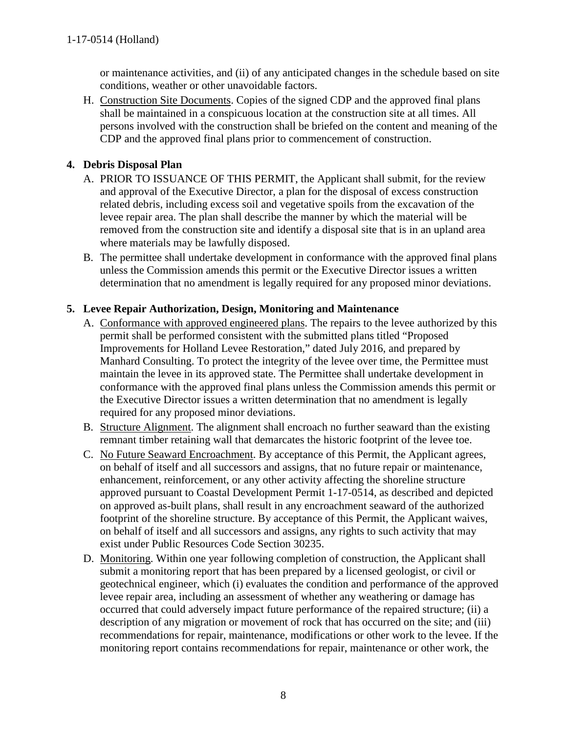or maintenance activities, and (ii) of any anticipated changes in the schedule based on site conditions, weather or other unavoidable factors.

H. Construction Site Documents. Copies of the signed CDP and the approved final plans shall be maintained in a conspicuous location at the construction site at all times. All persons involved with the construction shall be briefed on the content and meaning of the CDP and the approved final plans prior to commencement of construction.

**4. Debris Disposal Plan**

A. PRIOR TO ISSUANCE OF THIS PERMIT, the Applicant shall submit, for the review and approval of the Executive Director, a plan for the disposal of excess construction related debris, including excess soil and vegetative spoils from the excavation of the levee repair area. The plan shall describe the manner by which the material will be removed from the construction site and identify a disposal site that is in an upland area where materials may be lawfully disposed.

B. The permittee shall undertake development in conformance with the approved final plans unless the Commission amends this permit or the Executive Director issues a written determination that no amendment is legally required for any proposed minor deviations.

**5. Levee Repair Authorization, Design, Monitoring and Maintenance**

A. Conformance with approved engineered plans. The repairs to the levee authorized by this permit shall be performed consistent with the submitted plans titled "Proposed Improvements for Holland Levee Restoration," dated July 2016, and prepared by Manhard Consulting. To protect the integrity of the levee over time, the Permittee must maintain the levee in its approved state. The Permittee shall undertake development in conformance with the approved final plans unless the Commission amends this permit or the Executive Director issues a written determination that no amendment is legally required for any proposed minor deviations.

B. Structure Alignment. The alignment shall encroach no further seaward than the existing remnant timber retaining wall that demarcates the historic footprint of the levee toe.

C. No Future Seaward Encroachment. By acceptance of this Permit, the Applicant agrees, on behalf of itself and all successors and assigns, that no future repair or maintenance, enhancement, reinforcement, or any other activity affecting the shoreline structure approved pursuant to Coastal Development Permit 1-17-0514, as described and depicted on approved as-built plans, shall result in any encroachment seaward of the authorized footprint of the shoreline structure. By acceptance of this Permit, the Applicant waives, on behalf of itself and all successors and assigns, any rights to such activity that may exist under Public Resources Code Section 30235.

D. Monitoring. Within one year following completion of construction, the Applicant shall submit a monitoring report that has been prepared by a licensed geologist, or civil or geotechnical engineer, which (i) evaluates the condition and performance of the approved levee repair area, including an assessment of whether any weathering or damage has occurred that could adversely impact future performance of the repaired structure; (ii) a description of any migration or movement of rock that has occurred on the site; and (iii) recommendations for repair, maintenance, modifications or other work to the levee. If the monitoring report contains recommendations for repair, maintenance or other work, the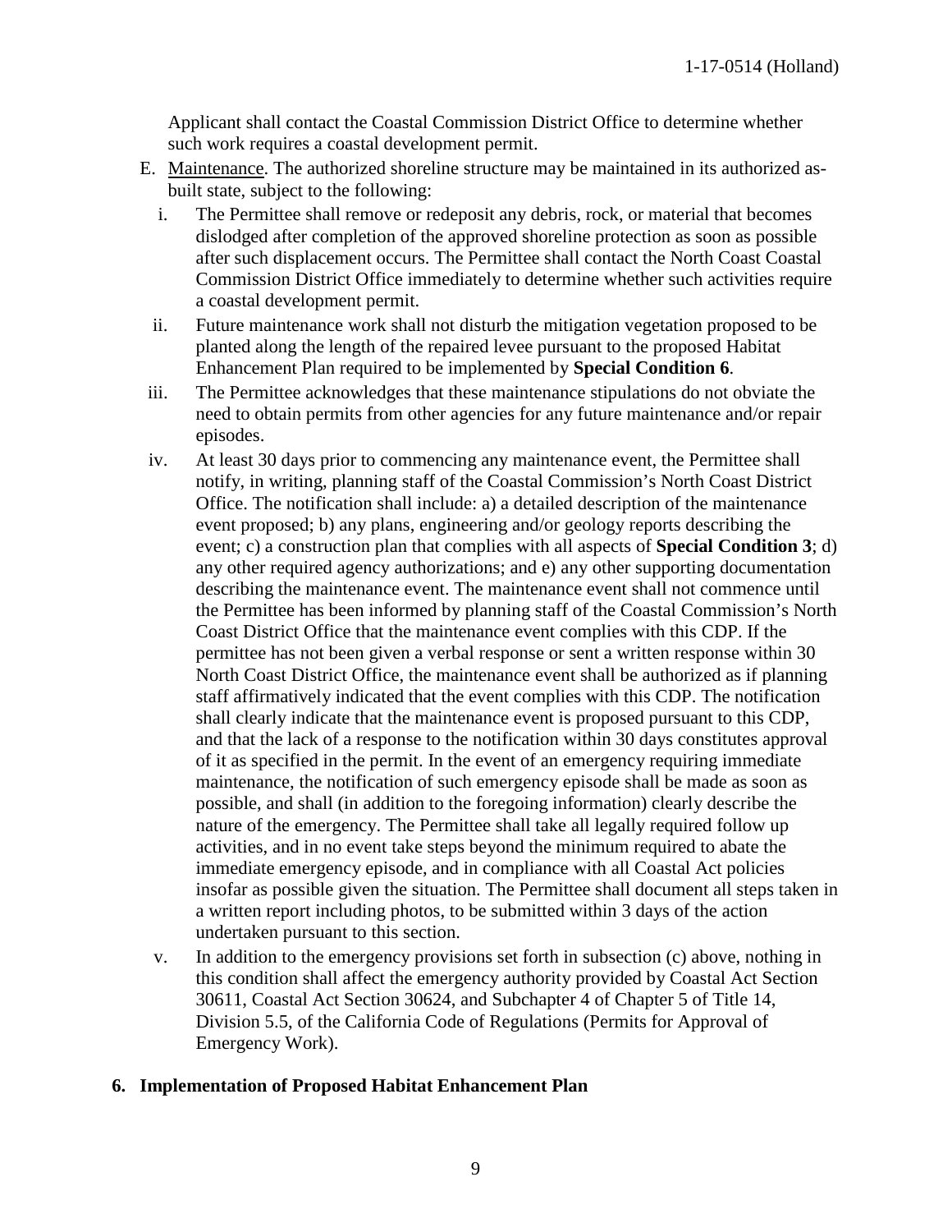Applicant shall contact the Coastal Commission District Office to determine whether such work requires a coastal development permit.

E. Maintenance. The authorized shoreline structure may be maintained in its authorized as-built state, subject to the following:

   i. The Permittee shall remove or redeposit any debris, rock, or material that becomes dislodged after completion of the approved shoreline protection as soon as possible after such displacement occurs. The Permittee shall contact the North Coast Coastal Commission District Office immediately to determine whether such activities require a coastal development permit.

   ii. Future maintenance work shall not disturb the mitigation vegetation proposed to be planted along the length of the repaired levee pursuant to the proposed Habitat Enhancement Plan required to be implemented by **Special Condition 6**.

   iii. The Permittee acknowledges that these maintenance stipulations do not obviate the need to obtain permits from other agencies for any future maintenance and/or repair episodes.

   iv. At least 30 days prior to commencing any maintenance event, the Permittee shall notify, in writing, planning staff of the Coastal Commission's North Coast District Office. The notification shall include: a) a detailed description of the maintenance event proposed; b) any plans, engineering and/or geology reports describing the event; c) a construction plan that complies with all aspects of **Special Condition 3**; d) any other required agency authorizations; and e) any other supporting documentation describing the maintenance event. The maintenance event shall not commence until the Permittee has been informed by planning staff of the Coastal Commission's North Coast District Office that the maintenance event complies with this CDP. If the permittee has not been given a verbal response or sent a written response within 30 North Coast District Office, the maintenance event shall be authorized as if planning staff affirmatively indicated that the event complies with this CDP. The notification shall clearly indicate that the maintenance event is proposed pursuant to this CDP, and that the lack of a response to the notification within 30 days constitutes approval of it as specified in the permit. In the event of an emergency requiring immediate maintenance, the notification of such emergency episode shall be made as soon as possible, and shall (in addition to the foregoing information) clearly describe the nature of the emergency. The Permittee shall take all legally required follow up activities, and in no event take steps beyond the minimum required to abate the immediate emergency episode, and in compliance with all Coastal Act policies insofar as possible given the situation. The Permittee shall document all steps taken in a written report including photos, to be submitted within 3 days of the action undertaken pursuant to this section.

   v. In addition to the emergency provisions set forth in subsection (c) above, nothing in this condition shall affect the emergency authority provided by Coastal Act Section 30611, Coastal Act Section 30624, and Subchapter 4 of Chapter 5 of Title 14, Division 5.5, of the California Code of Regulations (Permits for Approval of Emergency Work).

**6. Implementation of Proposed Habitat Enhancement Plan**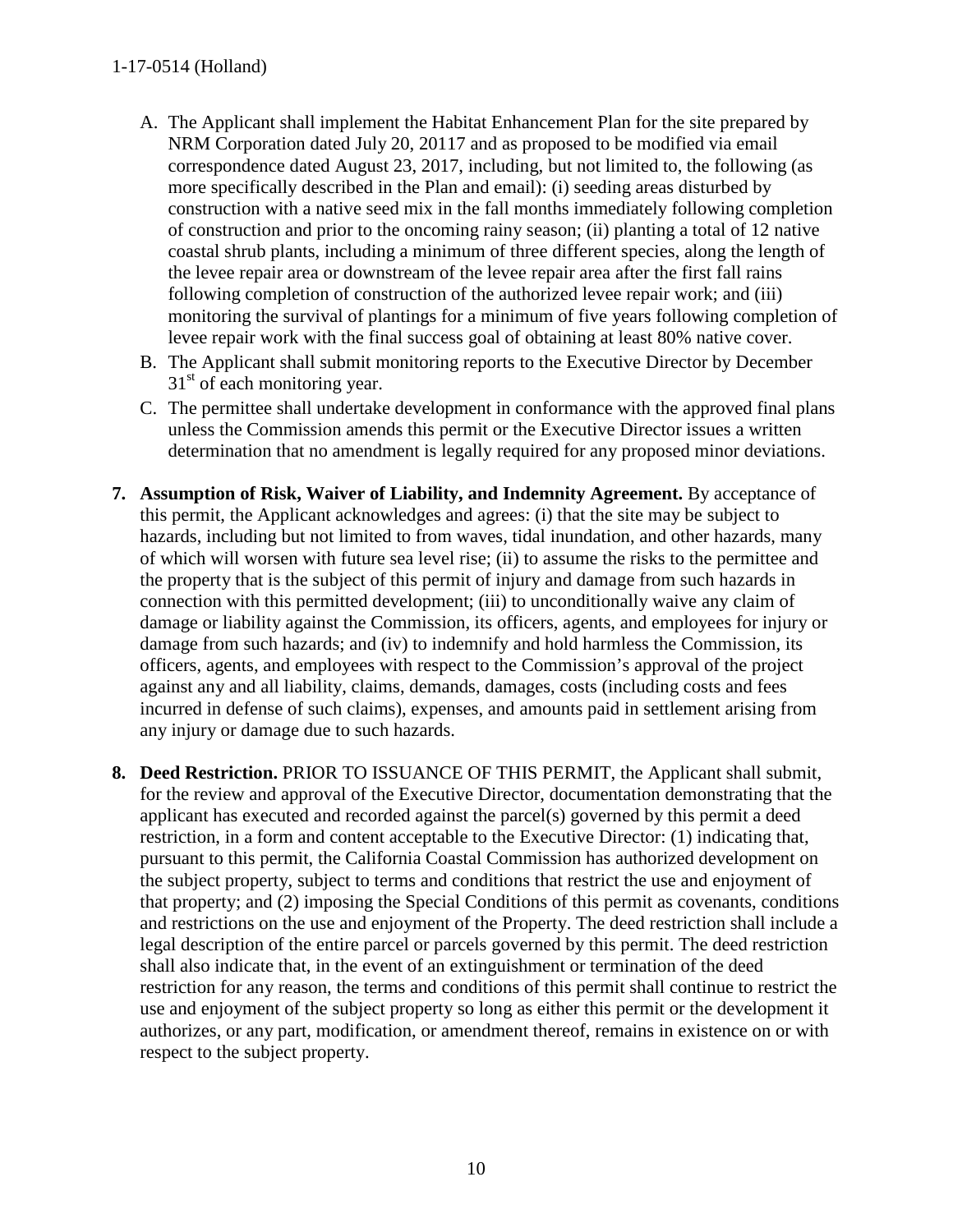A. The Applicant shall implement the Habitat Enhancement Plan for the site prepared by NRM Corporation dated July 20, 20117 and as proposed to be modified via email correspondence dated August 23, 2017, including, but not limited to, the following (as more specifically described in the Plan and email): (i) seeding areas disturbed by construction with a native seed mix in the fall months immediately following completion of construction and prior to the oncoming rainy season; (ii) planting a total of 12 native coastal shrub plants, including a minimum of three different species, along the length of the levee repair area or downstream of the levee repair area after the first fall rains following completion of construction of the authorized levee repair work; and (iii) monitoring the survival of plantings for a minimum of five years following completion of levee repair work with the final success goal of obtaining at least 80% native cover.

B. The Applicant shall submit monitoring reports to the Executive Director by December 31st of each monitoring year.

C. The permittee shall undertake development in conformance with the approved final plans unless the Commission amends this permit or the Executive Director issues a written determination that no amendment is legally required for any proposed minor deviations.

**7. Assumption of Risk, Waiver of Liability, and Indemnity Agreement.** By acceptance of this permit, the Applicant acknowledges and agrees: (i) that the site may be subject to hazards, including but not limited to from waves, tidal inundation, and other hazards, many of which will worsen with future sea level rise; (ii) to assume the risks to the permittee and the property that is the subject of this permit of injury and damage from such hazards in connection with this permitted development; (iii) to unconditionally waive any claim of damage or liability against the Commission, its officers, agents, and employees for injury or damage from such hazards; and (iv) to indemnify and hold harmless the Commission, its officers, agents, and employees with respect to the Commission's approval of the project against any and all liability, claims, demands, damages, costs (including costs and fees incurred in defense of such claims), expenses, and amounts paid in settlement arising from any injury or damage due to such hazards.

**8. Deed Restriction.** PRIOR TO ISSUANCE OF THIS PERMIT, the Applicant shall submit, for the review and approval of the Executive Director, documentation demonstrating that the applicant has executed and recorded against the parcel(s) governed by this permit a deed restriction, in a form and content acceptable to the Executive Director: (1) indicating that, pursuant to this permit, the California Coastal Commission has authorized development on the subject property, subject to terms and conditions that restrict the use and enjoyment of that property; and (2) imposing the Special Conditions of this permit as covenants, conditions and restrictions on the use and enjoyment of the Property. The deed restriction shall include a legal description of the entire parcel or parcels governed by this permit. The deed restriction shall also indicate that, in the event of an extinguishment or termination of the deed restriction for any reason, the terms and conditions of this permit shall continue to restrict the use and enjoyment of the subject property so long as either this permit or the development it authorizes, or any part, modification, or amendment thereof, remains in existence on or with respect to the subject property.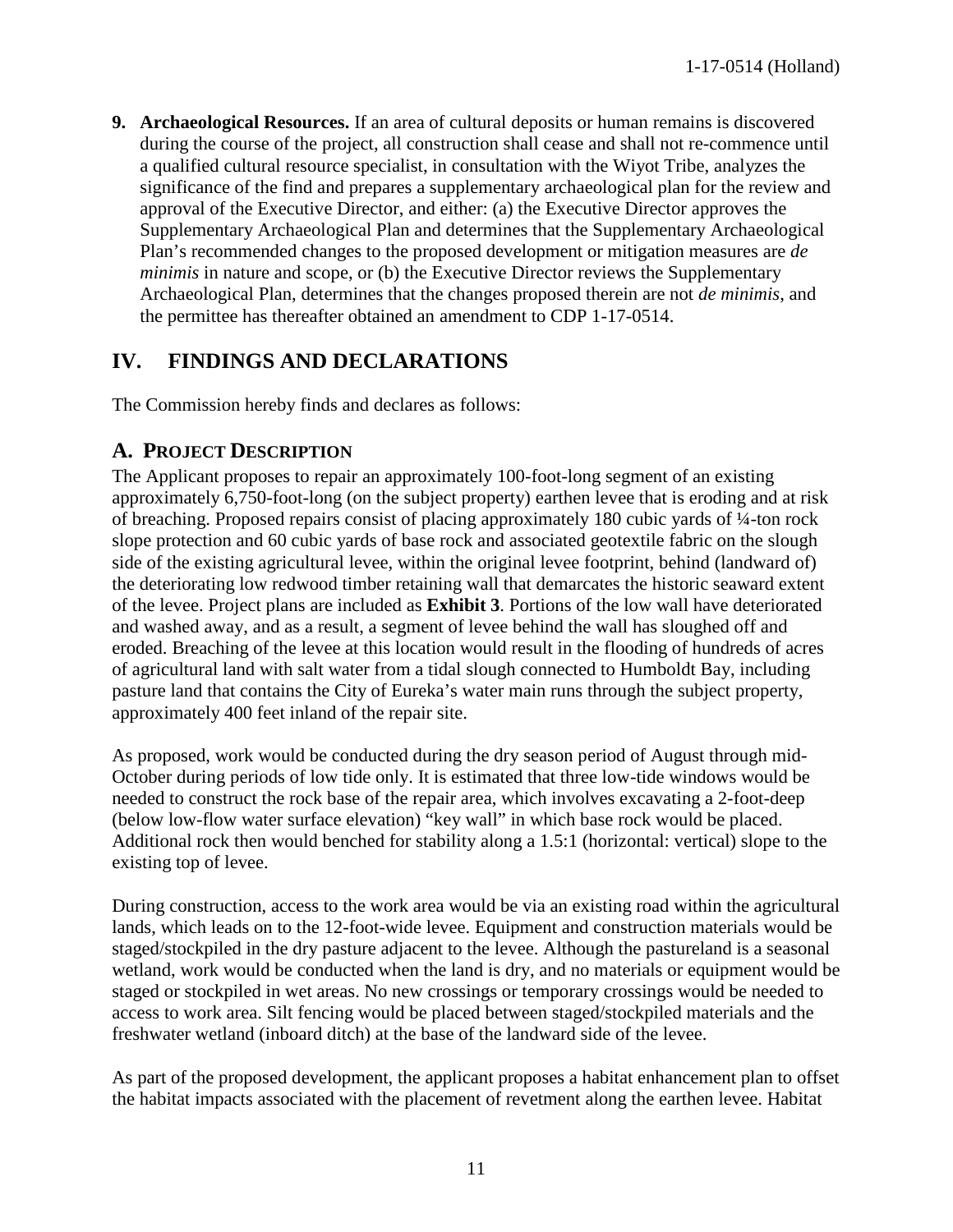9. **Archaeological Resources.** If an area of cultural deposits or human remains is discovered during the course of the project, all construction shall cease and shall not re-commence until a qualified cultural resource specialist, in consultation with the Wiyot Tribe, analyzes the significance of the find and prepares a supplementary archaeological plan for the review and approval of the Executive Director, and either: (a) the Executive Director approves the Supplementary Archaeological Plan and determines that the Supplementary Archaeological Plan's recommended changes to the proposed development or mitigation measures are *de minimis* in nature and scope, or (b) the Executive Director reviews the Supplementary Archaeological Plan, determines that the changes proposed therein are not *de minimis*, and the permittee has thereafter obtained an amendment to CDP 1-17-0514.

# IV. FINDINGS AND DECLARATIONS

The Commission hereby finds and declares as follows:

## A. PROJECT DESCRIPTION

The Applicant proposes to repair an approximately 100-foot-long segment of an existing approximately 6,750-foot-long (on the subject property) earthen levee that is eroding and at risk of breaching. Proposed repairs consist of placing approximately 180 cubic yards of ¼-ton rock slope protection and 60 cubic yards of base rock and associated geotextile fabric on the slough side of the existing agricultural levee, within the original levee footprint, behind (landward of) the deteriorating low redwood timber retaining wall that demarcates the historic seaward extent of the levee. Project plans are included as **Exhibit 3**. Portions of the low wall have deteriorated and washed away, and as a result, a segment of levee behind the wall has sloughed off and eroded. Breaching of the levee at this location would result in the flooding of hundreds of acres of agricultural land with salt water from a tidal slough connected to Humboldt Bay, including pasture land that contains the City of Eureka's water main runs through the subject property, approximately 400 feet inland of the repair site.

As proposed, work would be conducted during the dry season period of August through mid-October during periods of low tide only. It is estimated that three low-tide windows would be needed to construct the rock base of the repair area, which involves excavating a 2-foot-deep (below low-flow water surface elevation) "key wall" in which base rock would be placed. Additional rock then would benched for stability along a 1.5:1 (horizontal: vertical) slope to the existing top of levee.

During construction, access to the work area would be via an existing road within the agricultural lands, which leads on to the 12-foot-wide levee. Equipment and construction materials would be staged/stockpiled in the dry pasture adjacent to the levee. Although the pastureland is a seasonal wetland, work would be conducted when the land is dry, and no materials or equipment would be staged or stockpiled in wet areas. No new crossings or temporary crossings would be needed to access to work area. Silt fencing would be placed between staged/stockpiled materials and the freshwater wetland (inboard ditch) at the base of the landward side of the levee.

As part of the proposed development, the applicant proposes a habitat enhancement plan to offset the habitat impacts associated with the placement of revetment along the earthen levee. Habitat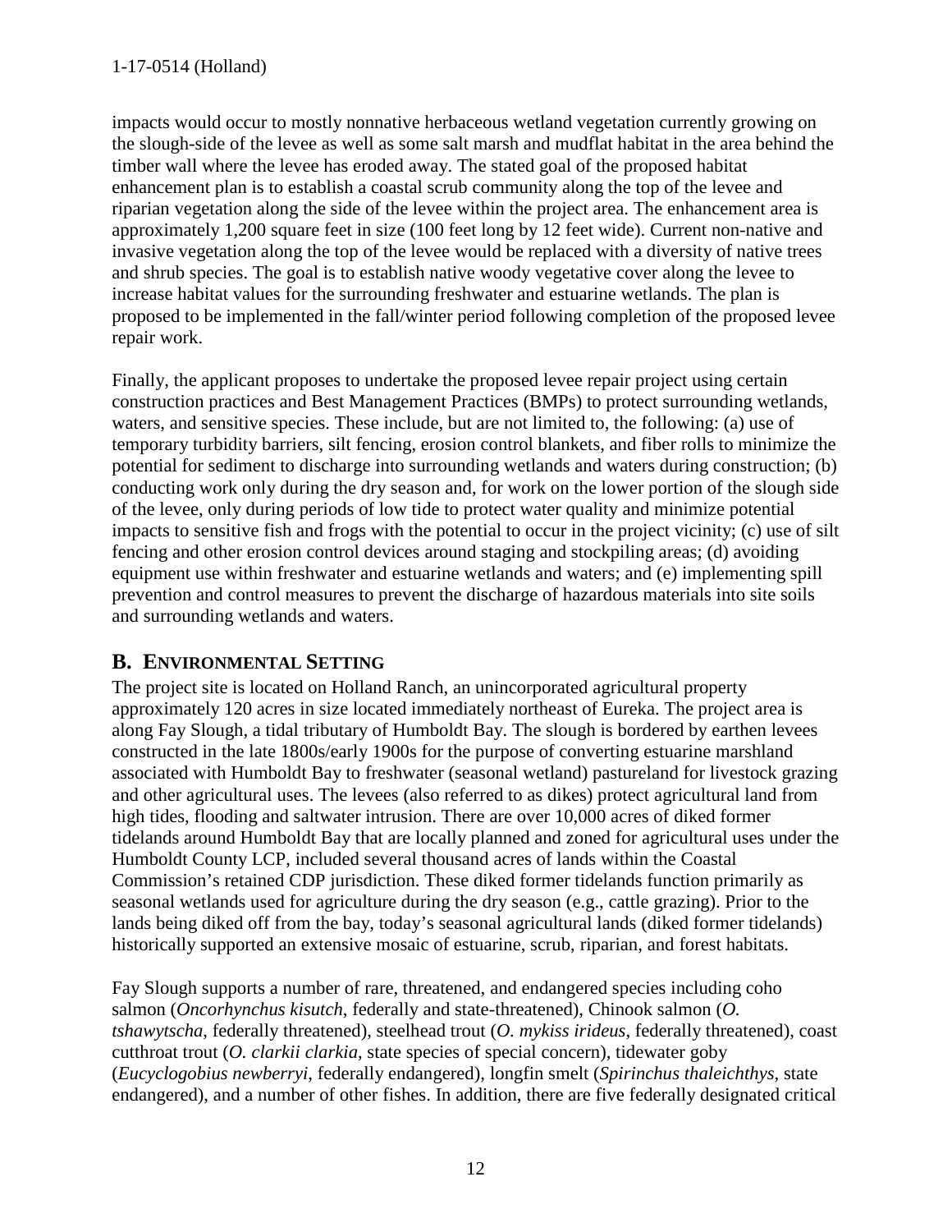impacts would occur to mostly nonnative herbaceous wetland vegetation currently growing on the slough-side of the levee as well as some salt marsh and mudflat habitat in the area behind the timber wall where the levee has eroded away. The stated goal of the proposed habitat enhancement plan is to establish a coastal scrub community along the top of the levee and riparian vegetation along the side of the levee within the project area. The enhancement area is approximately 1,200 square feet in size (100 feet long by 12 feet wide). Current non-native and invasive vegetation along the top of the levee would be replaced with a diversity of native trees and shrub species. The goal is to establish native woody vegetative cover along the levee to increase habitat values for the surrounding freshwater and estuarine wetlands. The plan is proposed to be implemented in the fall/winter period following completion of the proposed levee repair work.

Finally, the applicant proposes to undertake the proposed levee repair project using certain construction practices and Best Management Practices (BMPs) to protect surrounding wetlands, waters, and sensitive species. These include, but are not limited to, the following: (a) use of temporary turbidity barriers, silt fencing, erosion control blankets, and fiber rolls to minimize the potential for sediment to discharge into surrounding wetlands and waters during construction; (b) conducting work only during the dry season and, for work on the lower portion of the slough side of the levee, only during periods of low tide to protect water quality and minimize potential impacts to sensitive fish and frogs with the potential to occur in the project vicinity; (c) use of silt fencing and other erosion control devices around staging and stockpiling areas; (d) avoiding equipment use within freshwater and estuarine wetlands and waters; and (e) implementing spill prevention and control measures to prevent the discharge of hazardous materials into site soils and surrounding wetlands and waters.

## B. Environmental Setting

The project site is located on Holland Ranch, an unincorporated agricultural property approximately 120 acres in size located immediately northeast of Eureka. The project area is along Fay Slough, a tidal tributary of Humboldt Bay. The slough is bordered by earthen levees constructed in the late 1800s/early 1900s for the purpose of converting estuarine marshland associated with Humboldt Bay to freshwater (seasonal wetland) pastureland for livestock grazing and other agricultural uses. The levees (also referred to as dikes) protect agricultural land from high tides, flooding and saltwater intrusion. There are over 10,000 acres of diked former tidelands around Humboldt Bay that are locally planned and zoned for agricultural uses under the Humboldt County LCP, included several thousand acres of lands within the Coastal Commission's retained CDP jurisdiction. These diked former tidelands function primarily as seasonal wetlands used for agriculture during the dry season (e.g., cattle grazing). Prior to the lands being diked off from the bay, today's seasonal agricultural lands (diked former tidelands) historically supported an extensive mosaic of estuarine, scrub, riparian, and forest habitats.

Fay Slough supports a number of rare, threatened, and endangered species including coho salmon (*Oncorhynchus kisutch*, federally and state-threatened), Chinook salmon (*O. tshawytscha*, federally threatened), steelhead trout (*O. mykiss irideus*, federally threatened), coast cutthroat trout (*O. clarkii clarkia*, state species of special concern), tidewater goby (*Eucyclogobius newberryi*, federally endangered), longfin smelt (*Spirinchus thaleichthys*, state endangered), and a number of other fishes. In addition, there are five federally designated critical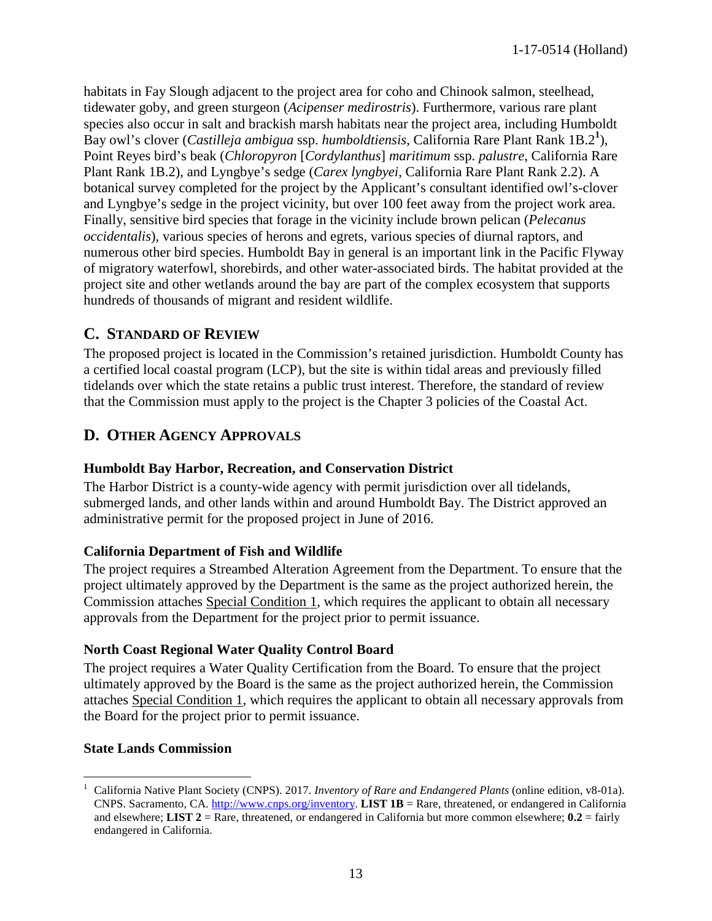habitats in Fay Slough adjacent to the project area for coho and Chinook salmon, steelhead, tidewater goby, and green sturgeon (*Acipenser medirostris*). Furthermore, various rare plant species also occur in salt and brackish marsh habitats near the project area, including Humboldt Bay owl's clover (*Castilleja ambigua* ssp. *humboldtiensis*, California Rare Plant Rank 1B.2[1]), Point Reyes bird's beak (*Chloropyron* [*Cordylanthus*] *maritimum* ssp. *palustre*, California Rare Plant Rank 1B.2), and Lyngbye's sedge (*Carex lyngbyei*, California Rare Plant Rank 2.2). A botanical survey completed for the project by the Applicant's consultant identified owl's-clover and Lyngbye's sedge in the project vicinity, but over 100 feet away from the project work area. Finally, sensitive bird species that forage in the vicinity include brown pelican (*Pelecanus occidentalis*), various species of herons and egrets, various species of diurnal raptors, and numerous other bird species. Humboldt Bay in general is an important link in the Pacific Flyway of migratory waterfowl, shorebirds, and other water-associated birds. The habitat provided at the project site and other wetlands around the bay are part of the complex ecosystem that supports hundreds of thousands of migrant and resident wildlife.

## C. Standard of Review

The proposed project is located in the Commission's retained jurisdiction. Humboldt County has a certified local coastal program (LCP), but the site is within tidal areas and previously filled tidelands over which the state retains a public trust interest. Therefore, the standard of review that the Commission must apply to the project is the Chapter 3 policies of the Coastal Act.

## D. Other Agency Approvals

### Humboldt Bay Harbor, Recreation, and Conservation District

The Harbor District is a county-wide agency with permit jurisdiction over all tidelands, submerged lands, and other lands within and around Humboldt Bay. The District approved an administrative permit for the proposed project in June of 2016.

### California Department of Fish and Wildlife

The project requires a Streambed Alteration Agreement from the Department. To ensure that the project ultimately approved by the Department is the same as the project authorized herein, the Commission attaches Special Condition 1, which requires the applicant to obtain all necessary approvals from the Department for the project prior to permit issuance.

### North Coast Regional Water Quality Control Board

The project requires a Water Quality Certification from the Board. To ensure that the project ultimately approved by the Board is the same as the project authorized herein, the Commission attaches Special Condition 1, which requires the applicant to obtain all necessary approvals from the Board for the project prior to permit issuance.

### State Lands Commission

---

[1] California Native Plant Society (CNPS). 2017. *Inventory of Rare and Endangered Plants* (online edition, v8-01a). CNPS. Sacramento, CA. http://www.cnps.org/inventory. **LIST 1B** = Rare, threatened, or endangered in California and elsewhere; **LIST 2** = Rare, threatened, or endangered in California but more common elsewhere; **0.2** = fairly endangered in California.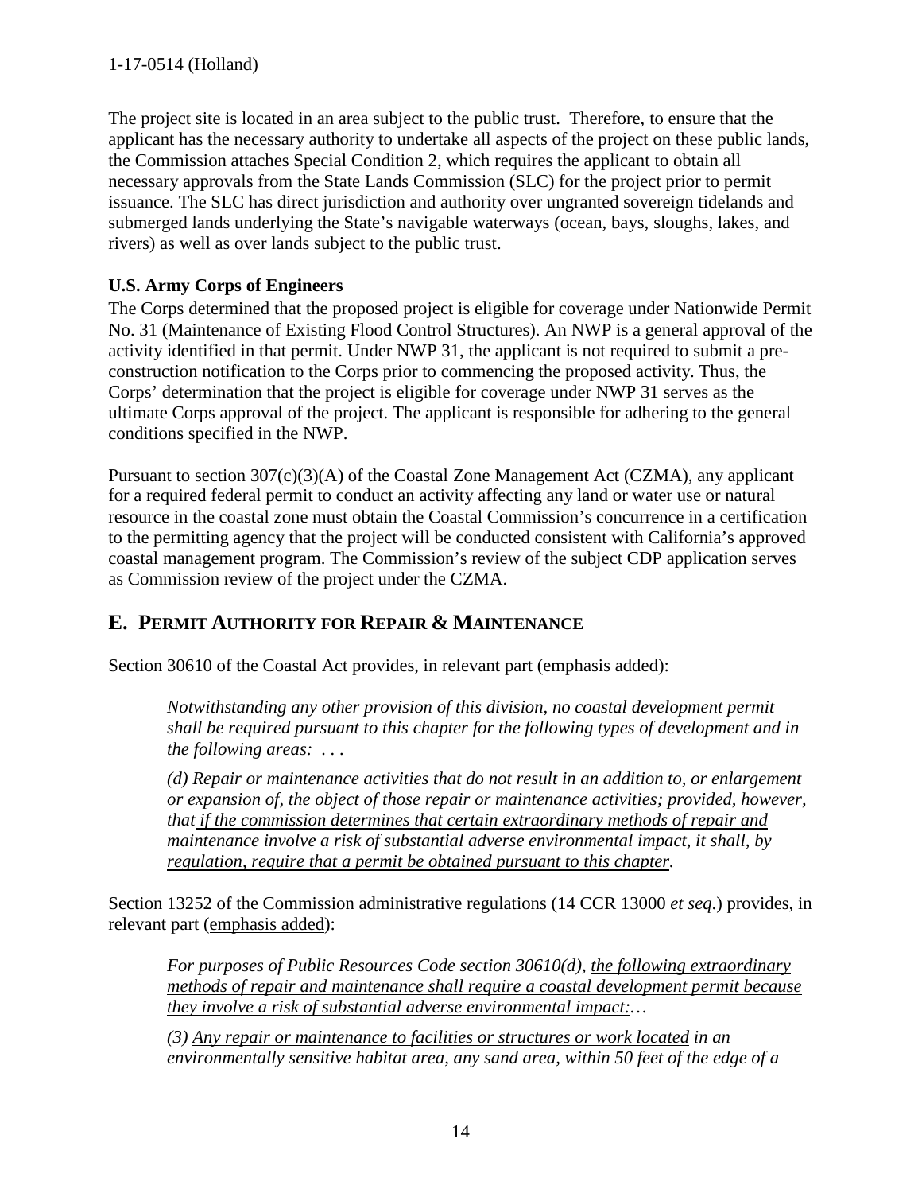The project site is located in an area subject to the public trust. Therefore, to ensure that the applicant has the necessary authority to undertake all aspects of the project on these public lands, the Commission attaches Special Condition 2, which requires the applicant to obtain all necessary approvals from the State Lands Commission (SLC) for the project prior to permit issuance. The SLC has direct jurisdiction and authority over ungranted sovereign tidelands and submerged lands underlying the State's navigable waterways (ocean, bays, sloughs, lakes, and rivers) as well as over lands subject to the public trust.

**U.S. Army Corps of Engineers**

The Corps determined that the proposed project is eligible for coverage under Nationwide Permit No. 31 (Maintenance of Existing Flood Control Structures). An NWP is a general approval of the activity identified in that permit. Under NWP 31, the applicant is not required to submit a pre-construction notification to the Corps prior to commencing the proposed activity. Thus, the Corps' determination that the project is eligible for coverage under NWP 31 serves as the ultimate Corps approval of the project. The applicant is responsible for adhering to the general conditions specified in the NWP.

Pursuant to section 307(c)(3)(A) of the Coastal Zone Management Act (CZMA), any applicant for a required federal permit to conduct an activity affecting any land or water use or natural resource in the coastal zone must obtain the Coastal Commission's concurrence in a certification to the permitting agency that the project will be conducted consistent with California's approved coastal management program. The Commission's review of the subject CDP application serves as Commission review of the project under the CZMA.

## E. PERMIT AUTHORITY FOR REPAIR & MAINTENANCE

Section 30610 of the Coastal Act provides, in relevant part (emphasis added):

> *Notwithstanding any other provision of this division, no coastal development permit shall be required pursuant to this chapter for the following types of development and in the following areas: . . .*
>
> *(d) Repair or maintenance activities that do not result in an addition to, or enlargement or expansion of, the object of those repair or maintenance activities; provided, however, that if the commission determines that certain extraordinary methods of repair and maintenance involve a risk of substantial adverse environmental impact, it shall, by regulation, require that a permit be obtained pursuant to this chapter.*

Section 13252 of the Commission administrative regulations (14 CCR 13000 *et seq*.) provides, in relevant part (emphasis added):

> *For purposes of Public Resources Code section 30610(d), the following extraordinary methods of repair and maintenance shall require a coastal development permit because they involve a risk of substantial adverse environmental impact:…*
>
> *(3) Any repair or maintenance to facilities or structures or work located in an environmentally sensitive habitat area, any sand area, within 50 feet of the edge of a*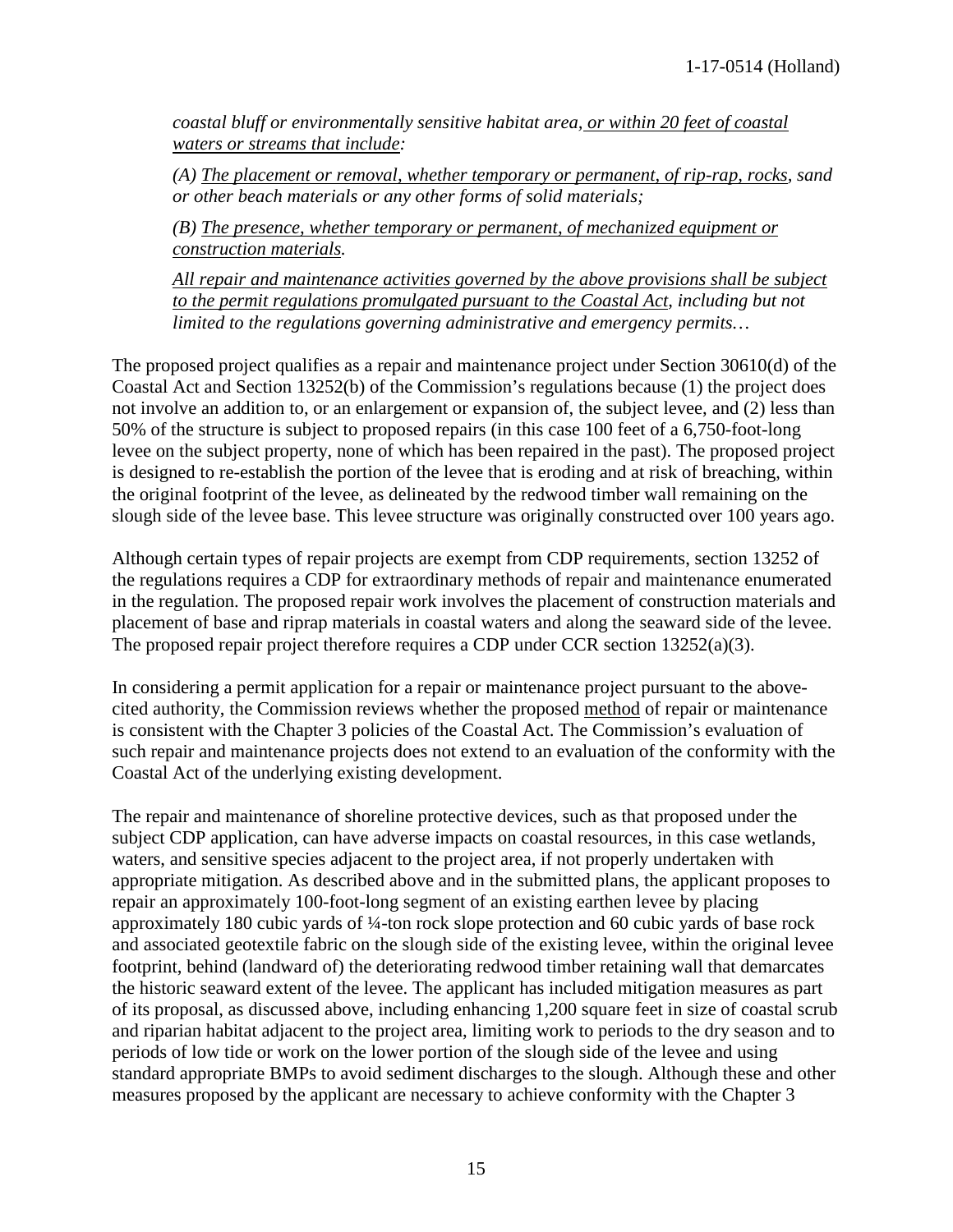*coastal bluff or environmentally sensitive habitat area, <u>or within 20 feet of coastal waters or streams that include</u>:*

*(A) <u>The placement or removal, whether temporary or permanent, of rip-rap, rocks</u>, sand or other beach materials or any other forms of solid materials;*

*(B) <u>The presence, whether temporary or permanent, of mechanized equipment or construction materials</u>.*

*<u>All repair and maintenance activities governed by the above provisions shall be subject to the permit regulations promulgated pursuant to the Coastal Act</u>, including but not limited to the regulations governing administrative and emergency permits…*

The proposed project qualifies as a repair and maintenance project under Section 30610(d) of the Coastal Act and Section 13252(b) of the Commission's regulations because (1) the project does not involve an addition to, or an enlargement or expansion of, the subject levee, and (2) less than 50% of the structure is subject to proposed repairs (in this case 100 feet of a 6,750-foot-long levee on the subject property, none of which has been repaired in the past). The proposed project is designed to re-establish the portion of the levee that is eroding and at risk of breaching, within the original footprint of the levee, as delineated by the redwood timber wall remaining on the slough side of the levee base. This levee structure was originally constructed over 100 years ago.

Although certain types of repair projects are exempt from CDP requirements, section 13252 of the regulations requires a CDP for extraordinary methods of repair and maintenance enumerated in the regulation. The proposed repair work involves the placement of construction materials and placement of base and riprap materials in coastal waters and along the seaward side of the levee. The proposed repair project therefore requires a CDP under CCR section 13252(a)(3).

In considering a permit application for a repair or maintenance project pursuant to the above-cited authority, the Commission reviews whether the proposed <u>method</u> of repair or maintenance is consistent with the Chapter 3 policies of the Coastal Act. The Commission's evaluation of such repair and maintenance projects does not extend to an evaluation of the conformity with the Coastal Act of the underlying existing development.

The repair and maintenance of shoreline protective devices, such as that proposed under the subject CDP application, can have adverse impacts on coastal resources, in this case wetlands, waters, and sensitive species adjacent to the project area, if not properly undertaken with appropriate mitigation. As described above and in the submitted plans, the applicant proposes to repair an approximately 100-foot-long segment of an existing earthen levee by placing approximately 180 cubic yards of ¼-ton rock slope protection and 60 cubic yards of base rock and associated geotextile fabric on the slough side of the existing levee, within the original levee footprint, behind (landward of) the deteriorating redwood timber retaining wall that demarcates the historic seaward extent of the levee. The applicant has included mitigation measures as part of its proposal, as discussed above, including enhancing 1,200 square feet in size of coastal scrub and riparian habitat adjacent to the project area, limiting work to periods to the dry season and to periods of low tide or work on the lower portion of the slough side of the levee and using standard appropriate BMPs to avoid sediment discharges to the slough. Although these and other measures proposed by the applicant are necessary to achieve conformity with the Chapter 3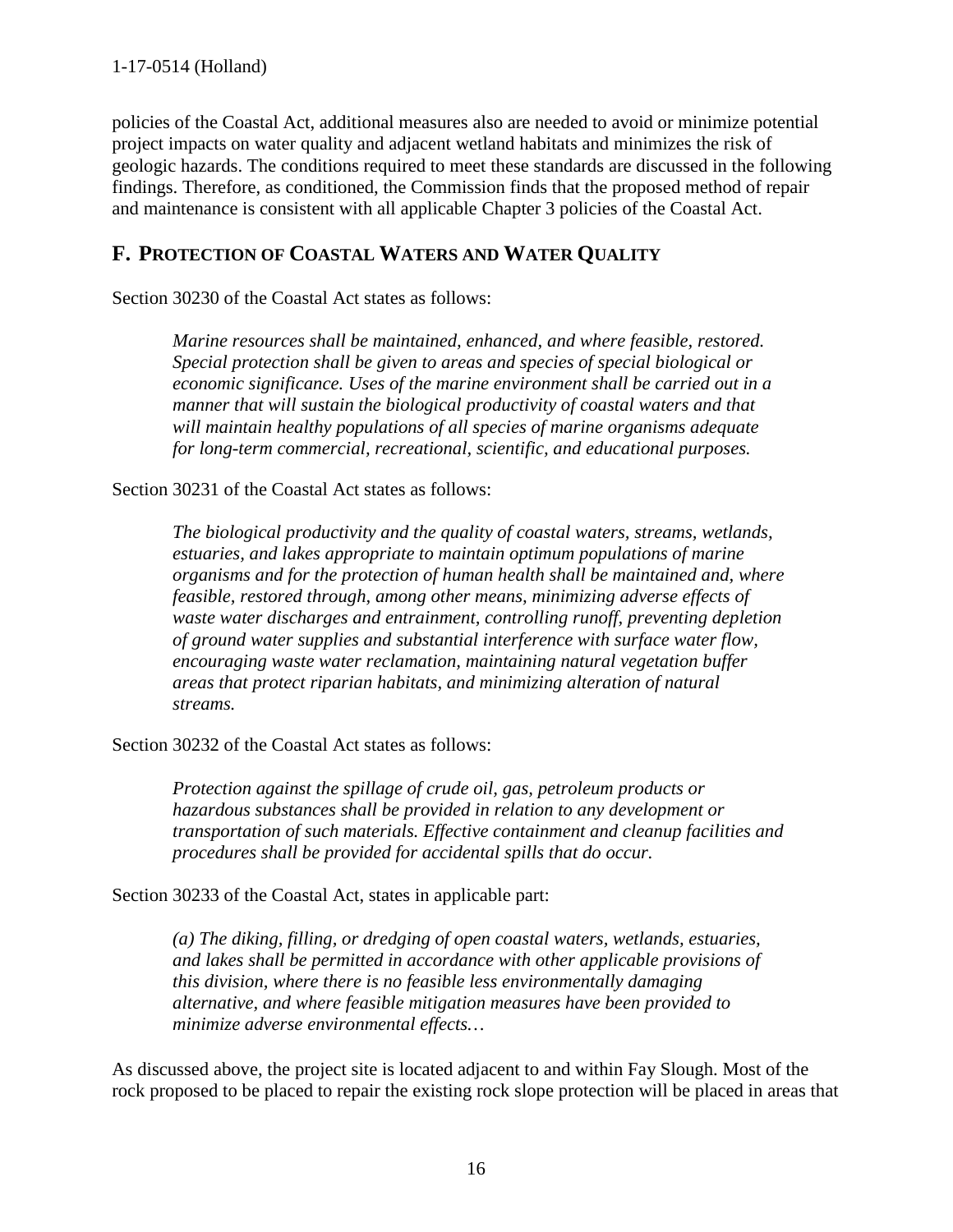policies of the Coastal Act, additional measures also are needed to avoid or minimize potential project impacts on water quality and adjacent wetland habitats and minimizes the risk of geologic hazards. The conditions required to meet these standards are discussed in the following findings. Therefore, as conditioned, the Commission finds that the proposed method of repair and maintenance is consistent with all applicable Chapter 3 policies of the Coastal Act.

## F. PROTECTION OF COASTAL WATERS AND WATER QUALITY

Section 30230 of the Coastal Act states as follows:

> *Marine resources shall be maintained, enhanced, and where feasible, restored. Special protection shall be given to areas and species of special biological or economic significance. Uses of the marine environment shall be carried out in a manner that will sustain the biological productivity of coastal waters and that will maintain healthy populations of all species of marine organisms adequate for long-term commercial, recreational, scientific, and educational purposes.*

Section 30231 of the Coastal Act states as follows:

> *The biological productivity and the quality of coastal waters, streams, wetlands, estuaries, and lakes appropriate to maintain optimum populations of marine organisms and for the protection of human health shall be maintained and, where feasible, restored through, among other means, minimizing adverse effects of waste water discharges and entrainment, controlling runoff, preventing depletion of ground water supplies and substantial interference with surface water flow, encouraging waste water reclamation, maintaining natural vegetation buffer areas that protect riparian habitats, and minimizing alteration of natural streams.*

Section 30232 of the Coastal Act states as follows:

> *Protection against the spillage of crude oil, gas, petroleum products or hazardous substances shall be provided in relation to any development or transportation of such materials. Effective containment and cleanup facilities and procedures shall be provided for accidental spills that do occur.*

Section 30233 of the Coastal Act, states in applicable part:

> *(a) The diking, filling, or dredging of open coastal waters, wetlands, estuaries, and lakes shall be permitted in accordance with other applicable provisions of this division, where there is no feasible less environmentally damaging alternative, and where feasible mitigation measures have been provided to minimize adverse environmental effects…*

As discussed above, the project site is located adjacent to and within Fay Slough. Most of the rock proposed to be placed to repair the existing rock slope protection will be placed in areas that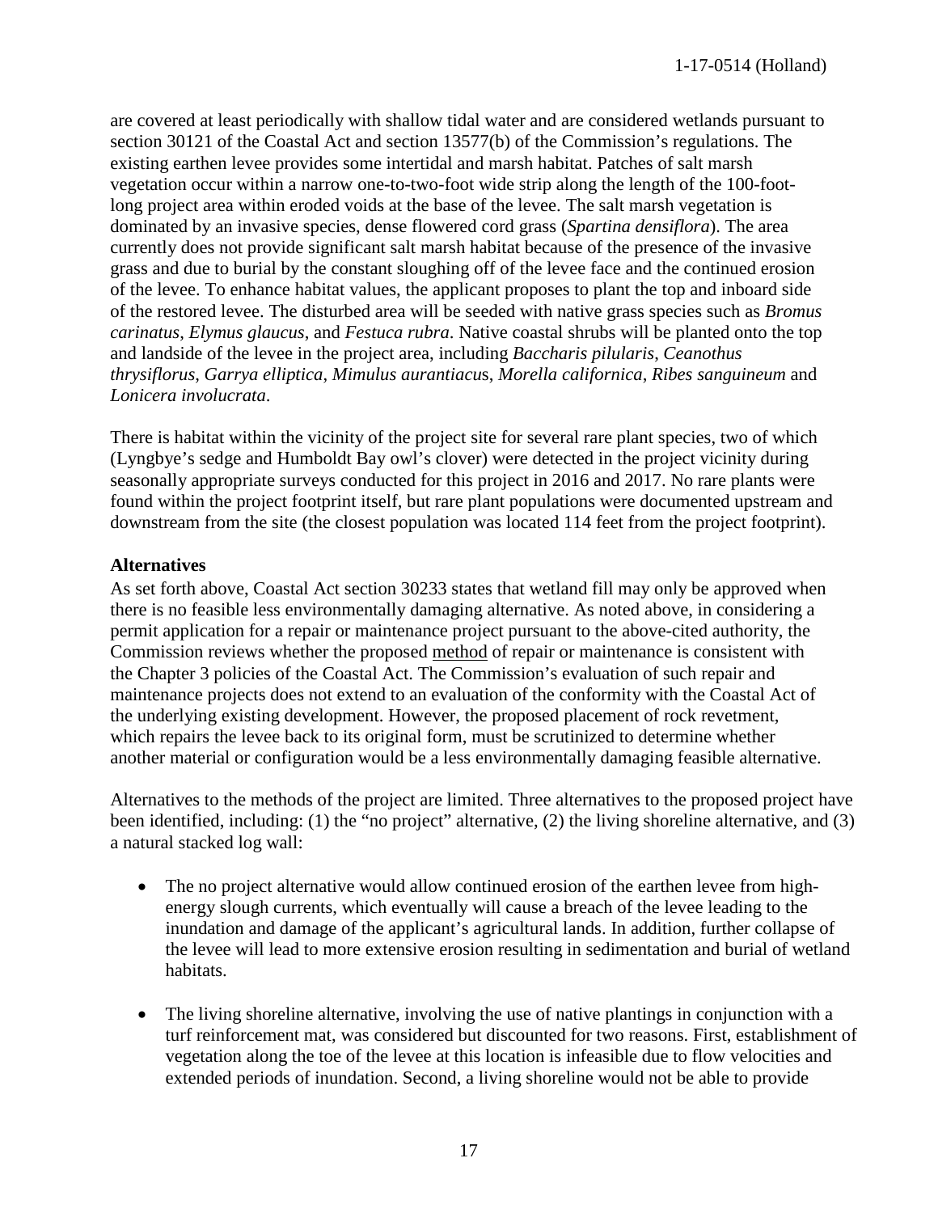are covered at least periodically with shallow tidal water and are considered wetlands pursuant to section 30121 of the Coastal Act and section 13577(b) of the Commission's regulations. The existing earthen levee provides some intertidal and marsh habitat. Patches of salt marsh vegetation occur within a narrow one-to-two-foot wide strip along the length of the 100-foot-long project area within eroded voids at the base of the levee. The salt marsh vegetation is dominated by an invasive species, dense flowered cord grass (*Spartina densiflora*). The area currently does not provide significant salt marsh habitat because of the presence of the invasive grass and due to burial by the constant sloughing off of the levee face and the continued erosion of the levee. To enhance habitat values, the applicant proposes to plant the top and inboard side of the restored levee. The disturbed area will be seeded with native grass species such as *Bromus carinatus*, *Elymus glaucus*, and *Festuca rubra*. Native coastal shrubs will be planted onto the top and landside of the levee in the project area, including *Baccharis pilularis*, *Ceanothus thrysiflorus*, *Garrya elliptica*, *Mimulus aurantiacus*, *Morella californica*, *Ribes sanguineum* and *Lonicera involucrata*.

There is habitat within the vicinity of the project site for several rare plant species, two of which (Lyngbye's sedge and Humboldt Bay owl's clover) were detected in the project vicinity during seasonally appropriate surveys conducted for this project in 2016 and 2017. No rare plants were found within the project footprint itself, but rare plant populations were documented upstream and downstream from the site (the closest population was located 114 feet from the project footprint).

**Alternatives**

As set forth above, Coastal Act section 30233 states that wetland fill may only be approved when there is no feasible less environmentally damaging alternative. As noted above, in considering a permit application for a repair or maintenance project pursuant to the above-cited authority, the Commission reviews whether the proposed method of repair or maintenance is consistent with the Chapter 3 policies of the Coastal Act. The Commission's evaluation of such repair and maintenance projects does not extend to an evaluation of the conformity with the Coastal Act of the underlying existing development. However, the proposed placement of rock revetment, which repairs the levee back to its original form, must be scrutinized to determine whether another material or configuration would be a less environmentally damaging feasible alternative.

Alternatives to the methods of the project are limited. Three alternatives to the proposed project have been identified, including: (1) the "no project" alternative, (2) the living shoreline alternative, and (3) a natural stacked log wall:

- The no project alternative would allow continued erosion of the earthen levee from high-energy slough currents, which eventually will cause a breach of the levee leading to the inundation and damage of the applicant's agricultural lands. In addition, further collapse of the levee will lead to more extensive erosion resulting in sedimentation and burial of wetland habitats.

- The living shoreline alternative, involving the use of native plantings in conjunction with a turf reinforcement mat, was considered but discounted for two reasons. First, establishment of vegetation along the toe of the levee at this location is infeasible due to flow velocities and extended periods of inundation. Second, a living shoreline would not be able to provide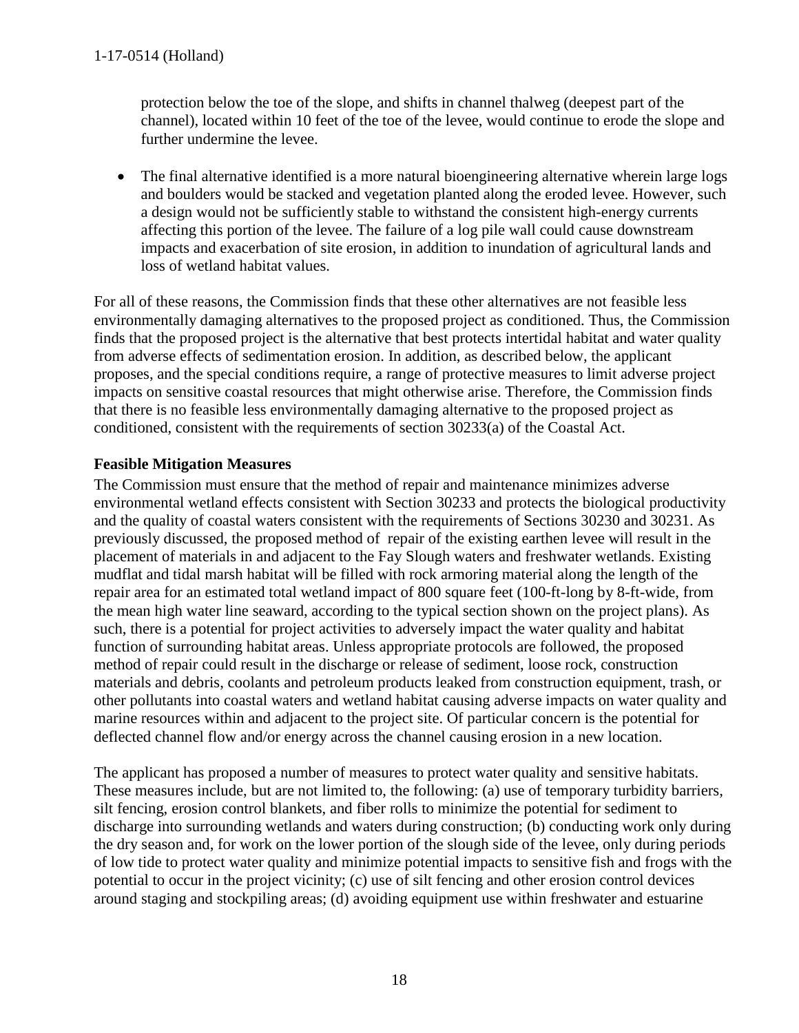protection below the toe of the slope, and shifts in channel thalweg (deepest part of the channel), located within 10 feet of the toe of the levee, would continue to erode the slope and further undermine the levee.

- The final alternative identified is a more natural bioengineering alternative wherein large logs and boulders would be stacked and vegetation planted along the eroded levee. However, such a design would not be sufficiently stable to withstand the consistent high-energy currents affecting this portion of the levee. The failure of a log pile wall could cause downstream impacts and exacerbation of site erosion, in addition to inundation of agricultural lands and loss of wetland habitat values.

For all of these reasons, the Commission finds that these other alternatives are not feasible less environmentally damaging alternatives to the proposed project as conditioned. Thus, the Commission finds that the proposed project is the alternative that best protects intertidal habitat and water quality from adverse effects of sedimentation erosion. In addition, as described below, the applicant proposes, and the special conditions require, a range of protective measures to limit adverse project impacts on sensitive coastal resources that might otherwise arise. Therefore, the Commission finds that there is no feasible less environmentally damaging alternative to the proposed project as conditioned, consistent with the requirements of section 30233(a) of the Coastal Act.

**Feasible Mitigation Measures**

The Commission must ensure that the method of repair and maintenance minimizes adverse environmental wetland effects consistent with Section 30233 and protects the biological productivity and the quality of coastal waters consistent with the requirements of Sections 30230 and 30231. As previously discussed, the proposed method of repair of the existing earthen levee will result in the placement of materials in and adjacent to the Fay Slough waters and freshwater wetlands. Existing mudflat and tidal marsh habitat will be filled with rock armoring material along the length of the repair area for an estimated total wetland impact of 800 square feet (100-ft-long by 8-ft-wide, from the mean high water line seaward, according to the typical section shown on the project plans). As such, there is a potential for project activities to adversely impact the water quality and habitat function of surrounding habitat areas. Unless appropriate protocols are followed, the proposed method of repair could result in the discharge or release of sediment, loose rock, construction materials and debris, coolants and petroleum products leaked from construction equipment, trash, or other pollutants into coastal waters and wetland habitat causing adverse impacts on water quality and marine resources within and adjacent to the project site. Of particular concern is the potential for deflected channel flow and/or energy across the channel causing erosion in a new location.

The applicant has proposed a number of measures to protect water quality and sensitive habitats. These measures include, but are not limited to, the following: (a) use of temporary turbidity barriers, silt fencing, erosion control blankets, and fiber rolls to minimize the potential for sediment to discharge into surrounding wetlands and waters during construction; (b) conducting work only during the dry season and, for work on the lower portion of the slough side of the levee, only during periods of low tide to protect water quality and minimize potential impacts to sensitive fish and frogs with the potential to occur in the project vicinity; (c) use of silt fencing and other erosion control devices around staging and stockpiling areas; (d) avoiding equipment use within freshwater and estuarine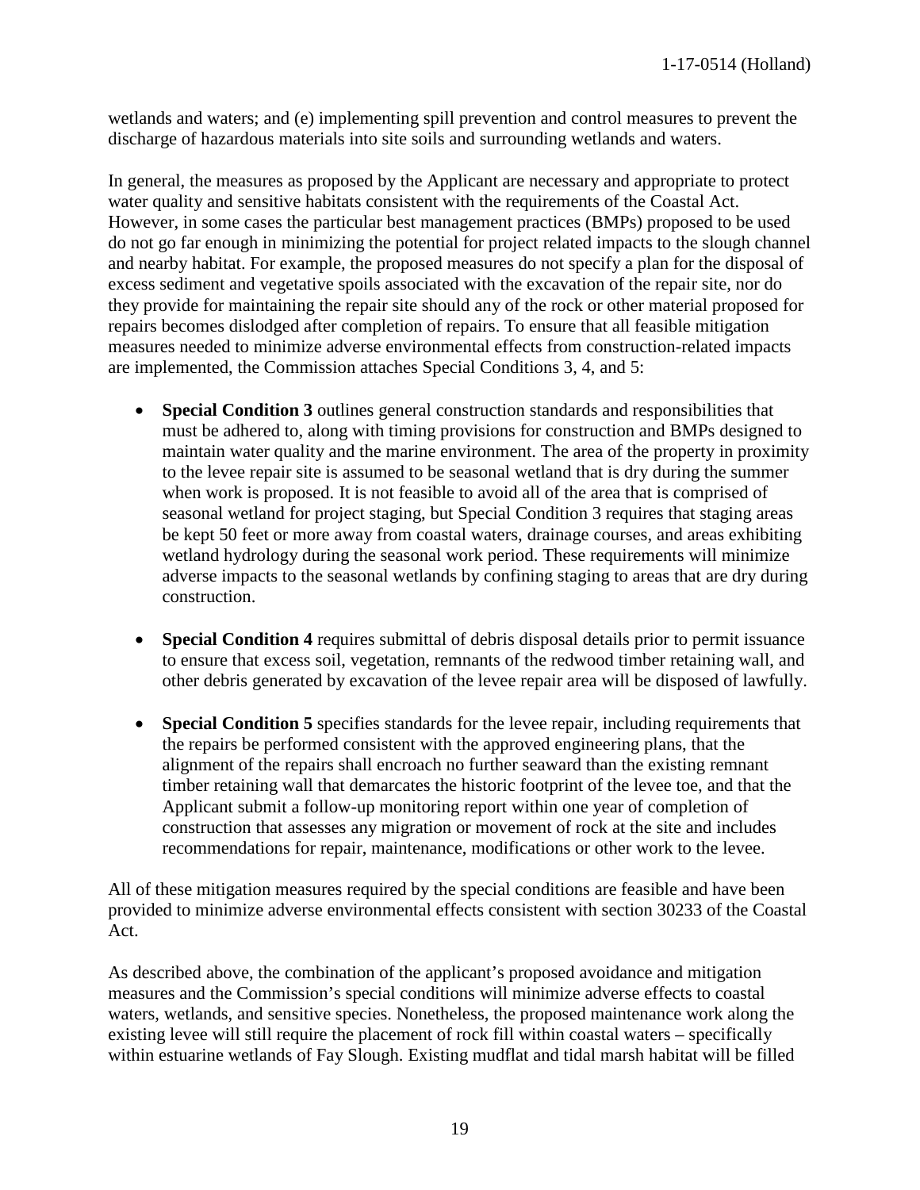wetlands and waters; and (e) implementing spill prevention and control measures to prevent the discharge of hazardous materials into site soils and surrounding wetlands and waters.

In general, the measures as proposed by the Applicant are necessary and appropriate to protect water quality and sensitive habitats consistent with the requirements of the Coastal Act. However, in some cases the particular best management practices (BMPs) proposed to be used do not go far enough in minimizing the potential for project related impacts to the slough channel and nearby habitat. For example, the proposed measures do not specify a plan for the disposal of excess sediment and vegetative spoils associated with the excavation of the repair site, nor do they provide for maintaining the repair site should any of the rock or other material proposed for repairs becomes dislodged after completion of repairs. To ensure that all feasible mitigation measures needed to minimize adverse environmental effects from construction-related impacts are implemented, the Commission attaches Special Conditions 3, 4, and 5:

- **Special Condition 3** outlines general construction standards and responsibilities that must be adhered to, along with timing provisions for construction and BMPs designed to maintain water quality and the marine environment. The area of the property in proximity to the levee repair site is assumed to be seasonal wetland that is dry during the summer when work is proposed. It is not feasible to avoid all of the area that is comprised of seasonal wetland for project staging, but Special Condition 3 requires that staging areas be kept 50 feet or more away from coastal waters, drainage courses, and areas exhibiting wetland hydrology during the seasonal work period. These requirements will minimize adverse impacts to the seasonal wetlands by confining staging to areas that are dry during construction.

- **Special Condition 4** requires submittal of debris disposal details prior to permit issuance to ensure that excess soil, vegetation, remnants of the redwood timber retaining wall, and other debris generated by excavation of the levee repair area will be disposed of lawfully.

- **Special Condition 5** specifies standards for the levee repair, including requirements that the repairs be performed consistent with the approved engineering plans, that the alignment of the repairs shall encroach no further seaward than the existing remnant timber retaining wall that demarcates the historic footprint of the levee toe, and that the Applicant submit a follow-up monitoring report within one year of completion of construction that assesses any migration or movement of rock at the site and includes recommendations for repair, maintenance, modifications or other work to the levee.

All of these mitigation measures required by the special conditions are feasible and have been provided to minimize adverse environmental effects consistent with section 30233 of the Coastal Act.

As described above, the combination of the applicant's proposed avoidance and mitigation measures and the Commission's special conditions will minimize adverse effects to coastal waters, wetlands, and sensitive species. Nonetheless, the proposed maintenance work along the existing levee will still require the placement of rock fill within coastal waters – specifically within estuarine wetlands of Fay Slough. Existing mudflat and tidal marsh habitat will be filled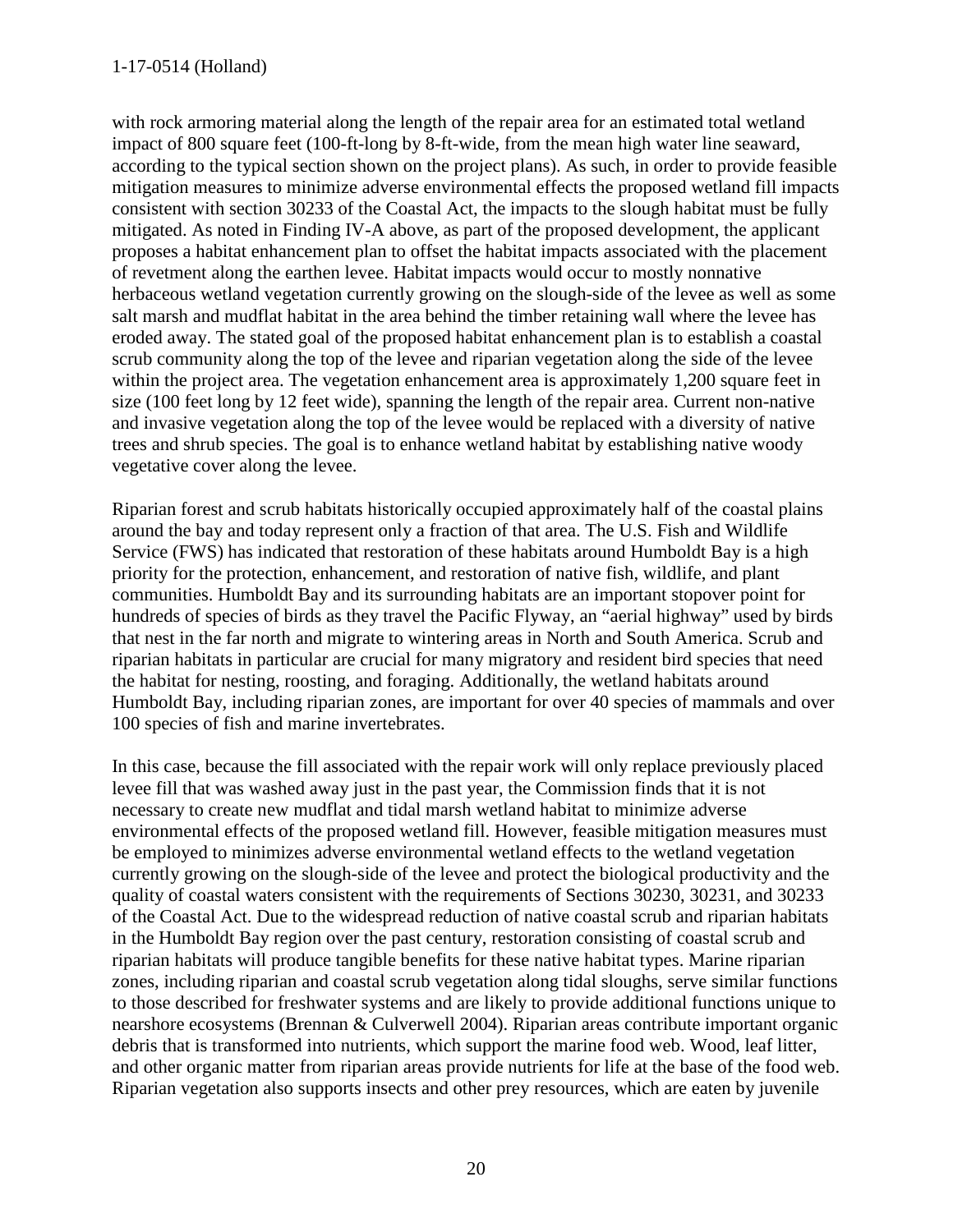with rock armoring material along the length of the repair area for an estimated total wetland impact of 800 square feet (100-ft-long by 8-ft-wide, from the mean high water line seaward, according to the typical section shown on the project plans). As such, in order to provide feasible mitigation measures to minimize adverse environmental effects the proposed wetland fill impacts consistent with section 30233 of the Coastal Act, the impacts to the slough habitat must be fully mitigated. As noted in Finding IV-A above, as part of the proposed development, the applicant proposes a habitat enhancement plan to offset the habitat impacts associated with the placement of revetment along the earthen levee. Habitat impacts would occur to mostly nonnative herbaceous wetland vegetation currently growing on the slough-side of the levee as well as some salt marsh and mudflat habitat in the area behind the timber retaining wall where the levee has eroded away. The stated goal of the proposed habitat enhancement plan is to establish a coastal scrub community along the top of the levee and riparian vegetation along the side of the levee within the project area. The vegetation enhancement area is approximately 1,200 square feet in size (100 feet long by 12 feet wide), spanning the length of the repair area. Current non-native and invasive vegetation along the top of the levee would be replaced with a diversity of native trees and shrub species. The goal is to enhance wetland habitat by establishing native woody vegetative cover along the levee.

Riparian forest and scrub habitats historically occupied approximately half of the coastal plains around the bay and today represent only a fraction of that area. The U.S. Fish and Wildlife Service (FWS) has indicated that restoration of these habitats around Humboldt Bay is a high priority for the protection, enhancement, and restoration of native fish, wildlife, and plant communities. Humboldt Bay and its surrounding habitats are an important stopover point for hundreds of species of birds as they travel the Pacific Flyway, an "aerial highway" used by birds that nest in the far north and migrate to wintering areas in North and South America. Scrub and riparian habitats in particular are crucial for many migratory and resident bird species that need the habitat for nesting, roosting, and foraging. Additionally, the wetland habitats around Humboldt Bay, including riparian zones, are important for over 40 species of mammals and over 100 species of fish and marine invertebrates.

In this case, because the fill associated with the repair work will only replace previously placed levee fill that was washed away just in the past year, the Commission finds that it is not necessary to create new mudflat and tidal marsh wetland habitat to minimize adverse environmental effects of the proposed wetland fill. However, feasible mitigation measures must be employed to minimizes adverse environmental wetland effects to the wetland vegetation currently growing on the slough-side of the levee and protect the biological productivity and the quality of coastal waters consistent with the requirements of Sections 30230, 30231, and 30233 of the Coastal Act. Due to the widespread reduction of native coastal scrub and riparian habitats in the Humboldt Bay region over the past century, restoration consisting of coastal scrub and riparian habitats will produce tangible benefits for these native habitat types. Marine riparian zones, including riparian and coastal scrub vegetation along tidal sloughs, serve similar functions to those described for freshwater systems and are likely to provide additional functions unique to nearshore ecosystems (Brennan & Culverwell 2004). Riparian areas contribute important organic debris that is transformed into nutrients, which support the marine food web. Wood, leaf litter, and other organic matter from riparian areas provide nutrients for life at the base of the food web. Riparian vegetation also supports insects and other prey resources, which are eaten by juvenile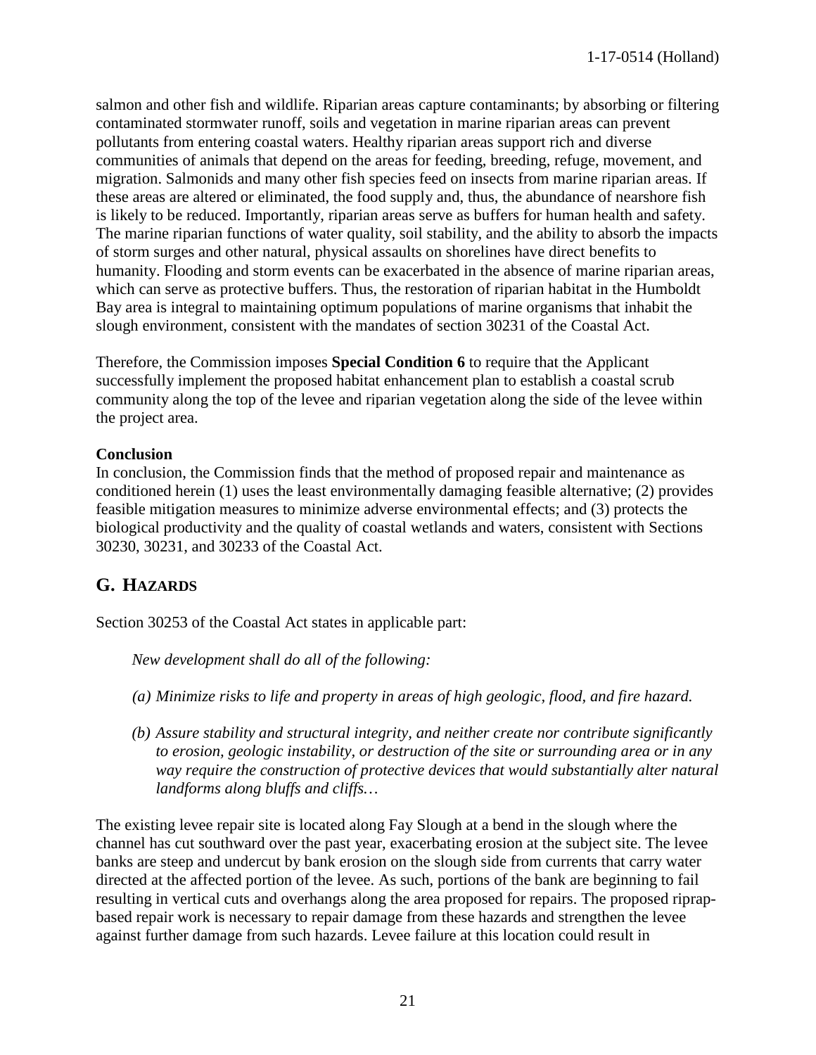salmon and other fish and wildlife. Riparian areas capture contaminants; by absorbing or filtering contaminated stormwater runoff, soils and vegetation in marine riparian areas can prevent pollutants from entering coastal waters. Healthy riparian areas support rich and diverse communities of animals that depend on the areas for feeding, breeding, refuge, movement, and migration. Salmonids and many other fish species feed on insects from marine riparian areas. If these areas are altered or eliminated, the food supply and, thus, the abundance of nearshore fish is likely to be reduced. Importantly, riparian areas serve as buffers for human health and safety. The marine riparian functions of water quality, soil stability, and the ability to absorb the impacts of storm surges and other natural, physical assaults on shorelines have direct benefits to humanity. Flooding and storm events can be exacerbated in the absence of marine riparian areas, which can serve as protective buffers. Thus, the restoration of riparian habitat in the Humboldt Bay area is integral to maintaining optimum populations of marine organisms that inhabit the slough environment, consistent with the mandates of section 30231 of the Coastal Act.

Therefore, the Commission imposes **Special Condition 6** to require that the Applicant successfully implement the proposed habitat enhancement plan to establish a coastal scrub community along the top of the levee and riparian vegetation along the side of the levee within the project area.

**Conclusion**

In conclusion, the Commission finds that the method of proposed repair and maintenance as conditioned herein (1) uses the least environmentally damaging feasible alternative; (2) provides feasible mitigation measures to minimize adverse environmental effects; and (3) protects the biological productivity and the quality of coastal wetlands and waters, consistent with Sections 30230, 30231, and 30233 of the Coastal Act.

## G. Hazards

Section 30253 of the Coastal Act states in applicable part:

> *New development shall do all of the following:*
>
> *(a) Minimize risks to life and property in areas of high geologic, flood, and fire hazard.*
>
> *(b) Assure stability and structural integrity, and neither create nor contribute significantly to erosion, geologic instability, or destruction of the site or surrounding area or in any way require the construction of protective devices that would substantially alter natural landforms along bluffs and cliffs…*

The existing levee repair site is located along Fay Slough at a bend in the slough where the channel has cut southward over the past year, exacerbating erosion at the subject site. The levee banks are steep and undercut by bank erosion on the slough side from currents that carry water directed at the affected portion of the levee. As such, portions of the bank are beginning to fail resulting in vertical cuts and overhangs along the area proposed for repairs. The proposed riprap-based repair work is necessary to repair damage from these hazards and strengthen the levee against further damage from such hazards. Levee failure at this location could result in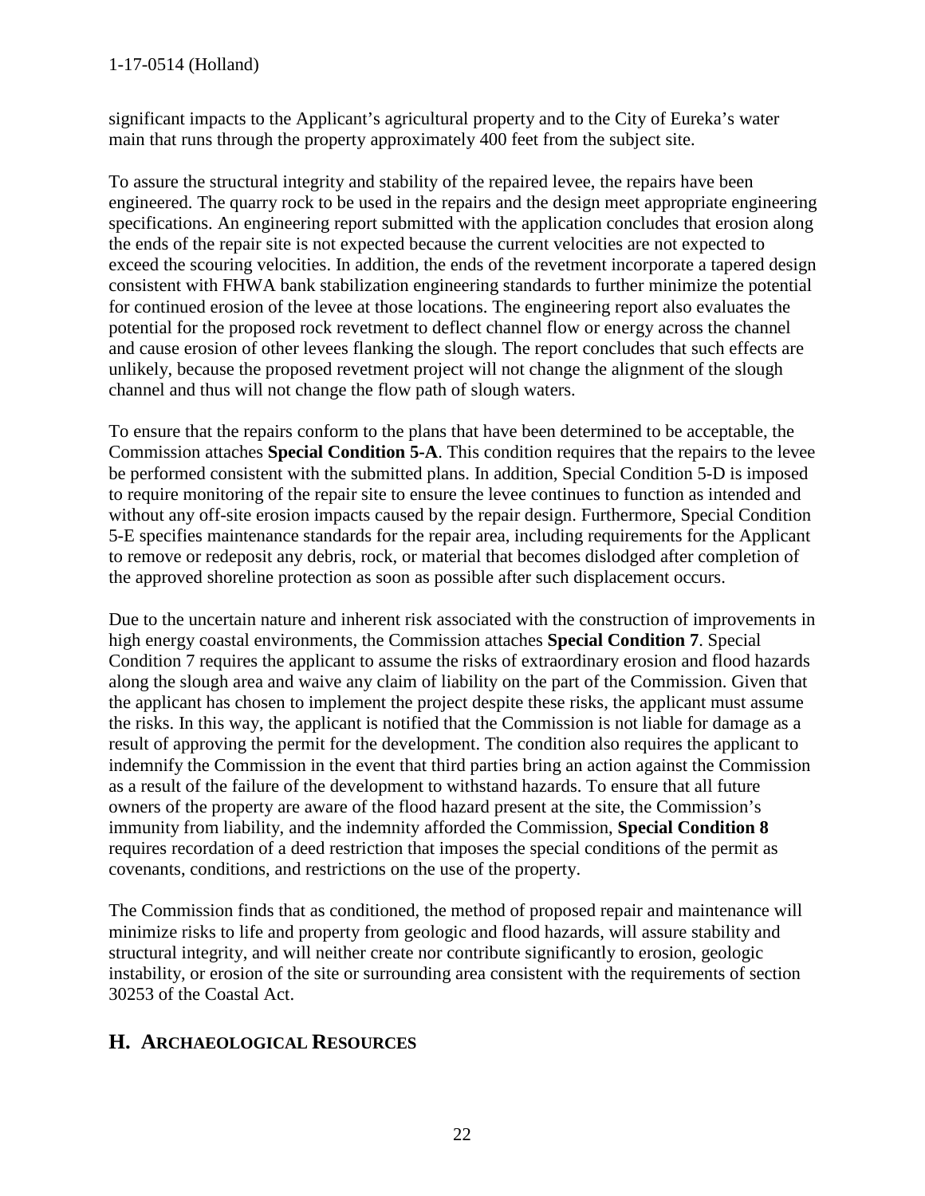significant impacts to the Applicant's agricultural property and to the City of Eureka's water main that runs through the property approximately 400 feet from the subject site.

To assure the structural integrity and stability of the repaired levee, the repairs have been engineered. The quarry rock to be used in the repairs and the design meet appropriate engineering specifications. An engineering report submitted with the application concludes that erosion along the ends of the repair site is not expected because the current velocities are not expected to exceed the scouring velocities. In addition, the ends of the revetment incorporate a tapered design consistent with FHWA bank stabilization engineering standards to further minimize the potential for continued erosion of the levee at those locations. The engineering report also evaluates the potential for the proposed rock revetment to deflect channel flow or energy across the channel and cause erosion of other levees flanking the slough. The report concludes that such effects are unlikely, because the proposed revetment project will not change the alignment of the slough channel and thus will not change the flow path of slough waters.

To ensure that the repairs conform to the plans that have been determined to be acceptable, the Commission attaches **Special Condition 5-A**. This condition requires that the repairs to the levee be performed consistent with the submitted plans. In addition, Special Condition 5-D is imposed to require monitoring of the repair site to ensure the levee continues to function as intended and without any off-site erosion impacts caused by the repair design. Furthermore, Special Condition 5-E specifies maintenance standards for the repair area, including requirements for the Applicant to remove or redeposit any debris, rock, or material that becomes dislodged after completion of the approved shoreline protection as soon as possible after such displacement occurs.

Due to the uncertain nature and inherent risk associated with the construction of improvements in high energy coastal environments, the Commission attaches **Special Condition 7**. Special Condition 7 requires the applicant to assume the risks of extraordinary erosion and flood hazards along the slough area and waive any claim of liability on the part of the Commission. Given that the applicant has chosen to implement the project despite these risks, the applicant must assume the risks. In this way, the applicant is notified that the Commission is not liable for damage as a result of approving the permit for the development. The condition also requires the applicant to indemnify the Commission in the event that third parties bring an action against the Commission as a result of the failure of the development to withstand hazards. To ensure that all future owners of the property are aware of the flood hazard present at the site, the Commission's immunity from liability, and the indemnity afforded the Commission, **Special Condition 8** requires recordation of a deed restriction that imposes the special conditions of the permit as covenants, conditions, and restrictions on the use of the property.

The Commission finds that as conditioned, the method of proposed repair and maintenance will minimize risks to life and property from geologic and flood hazards, will assure stability and structural integrity, and will neither create nor contribute significantly to erosion, geologic instability, or erosion of the site or surrounding area consistent with the requirements of section 30253 of the Coastal Act.

## H. ARCHAEOLOGICAL RESOURCES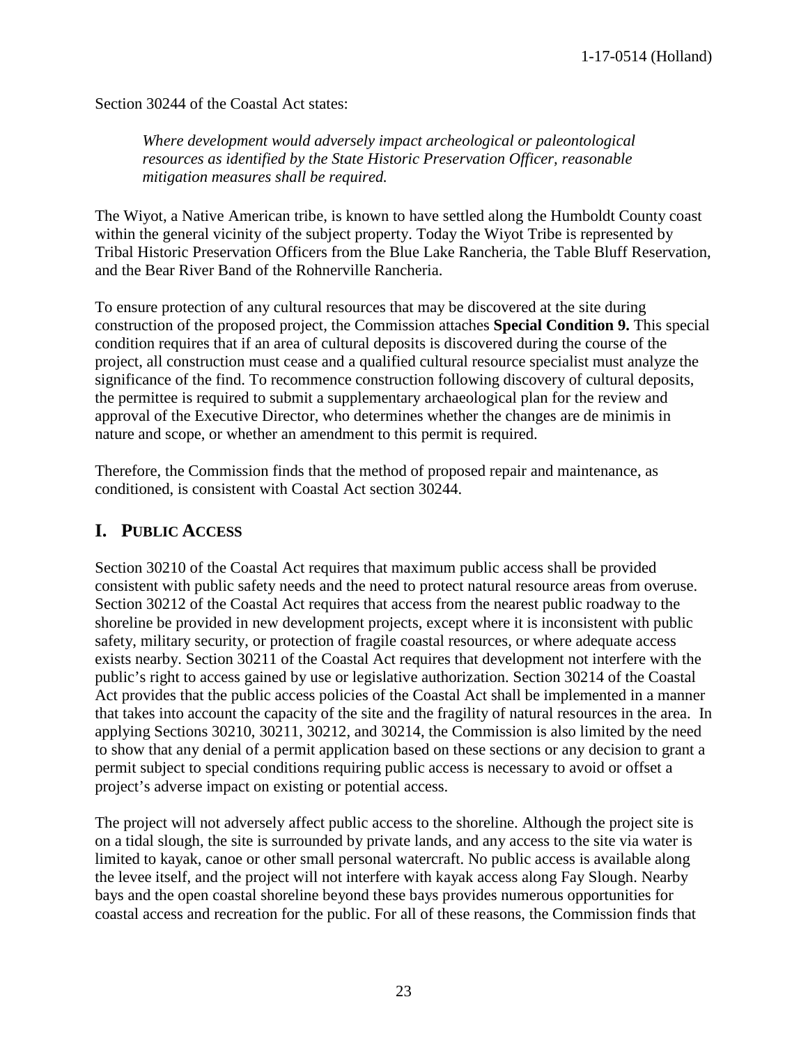Section 30244 of the Coastal Act states:

> *Where development would adversely impact archeological or paleontological resources as identified by the State Historic Preservation Officer, reasonable mitigation measures shall be required.*

The Wiyot, a Native American tribe, is known to have settled along the Humboldt County coast within the general vicinity of the subject property. Today the Wiyot Tribe is represented by Tribal Historic Preservation Officers from the Blue Lake Rancheria, the Table Bluff Reservation, and the Bear River Band of the Rohnerville Rancheria.

To ensure protection of any cultural resources that may be discovered at the site during construction of the proposed project, the Commission attaches **Special Condition 9.** This special condition requires that if an area of cultural deposits is discovered during the course of the project, all construction must cease and a qualified cultural resource specialist must analyze the significance of the find. To recommence construction following discovery of cultural deposits, the permittee is required to submit a supplementary archaeological plan for the review and approval of the Executive Director, who determines whether the changes are de minimis in nature and scope, or whether an amendment to this permit is required.

Therefore, the Commission finds that the method of proposed repair and maintenance, as conditioned, is consistent with Coastal Act section 30244.

## I. PUBLIC ACCESS

Section 30210 of the Coastal Act requires that maximum public access shall be provided consistent with public safety needs and the need to protect natural resource areas from overuse. Section 30212 of the Coastal Act requires that access from the nearest public roadway to the shoreline be provided in new development projects, except where it is inconsistent with public safety, military security, or protection of fragile coastal resources, or where adequate access exists nearby. Section 30211 of the Coastal Act requires that development not interfere with the public's right to access gained by use or legislative authorization. Section 30214 of the Coastal Act provides that the public access policies of the Coastal Act shall be implemented in a manner that takes into account the capacity of the site and the fragility of natural resources in the area. In applying Sections 30210, 30211, 30212, and 30214, the Commission is also limited by the need to show that any denial of a permit application based on these sections or any decision to grant a permit subject to special conditions requiring public access is necessary to avoid or offset a project's adverse impact on existing or potential access.

The project will not adversely affect public access to the shoreline. Although the project site is on a tidal slough, the site is surrounded by private lands, and any access to the site via water is limited to kayak, canoe or other small personal watercraft. No public access is available along the levee itself, and the project will not interfere with kayak access along Fay Slough. Nearby bays and the open coastal shoreline beyond these bays provides numerous opportunities for coastal access and recreation for the public. For all of these reasons, the Commission finds that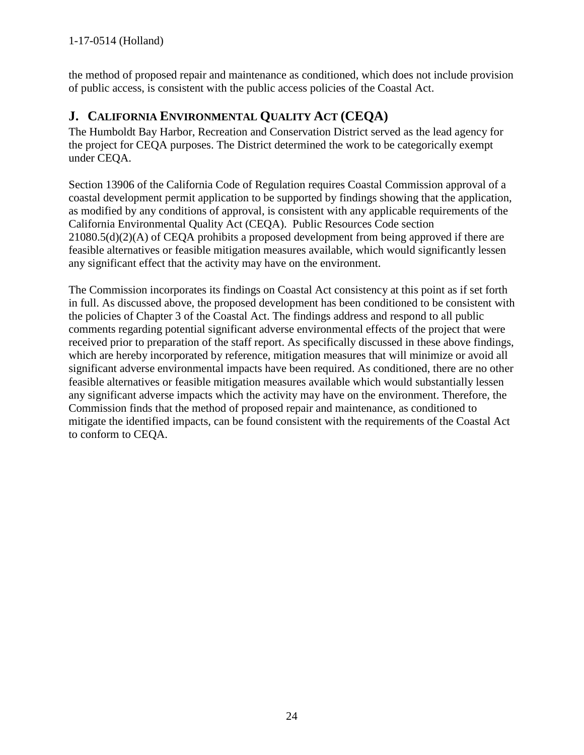the method of proposed repair and maintenance as conditioned, which does not include provision of public access, is consistent with the public access policies of the Coastal Act.

## J. California Environmental Quality Act (CEQA)

The Humboldt Bay Harbor, Recreation and Conservation District served as the lead agency for the project for CEQA purposes. The District determined the work to be categorically exempt under CEQA.

Section 13906 of the California Code of Regulation requires Coastal Commission approval of a coastal development permit application to be supported by findings showing that the application, as modified by any conditions of approval, is consistent with any applicable requirements of the California Environmental Quality Act (CEQA). Public Resources Code section 21080.5(d)(2)(A) of CEQA prohibits a proposed development from being approved if there are feasible alternatives or feasible mitigation measures available, which would significantly lessen any significant effect that the activity may have on the environment.

The Commission incorporates its findings on Coastal Act consistency at this point as if set forth in full. As discussed above, the proposed development has been conditioned to be consistent with the policies of Chapter 3 of the Coastal Act. The findings address and respond to all public comments regarding potential significant adverse environmental effects of the project that were received prior to preparation of the staff report. As specifically discussed in these above findings, which are hereby incorporated by reference, mitigation measures that will minimize or avoid all significant adverse environmental impacts have been required. As conditioned, there are no other feasible alternatives or feasible mitigation measures available which would substantially lessen any significant adverse impacts which the activity may have on the environment. Therefore, the Commission finds that the method of proposed repair and maintenance, as conditioned to mitigate the identified impacts, can be found consistent with the requirements of the Coastal Act to conform to CEQA.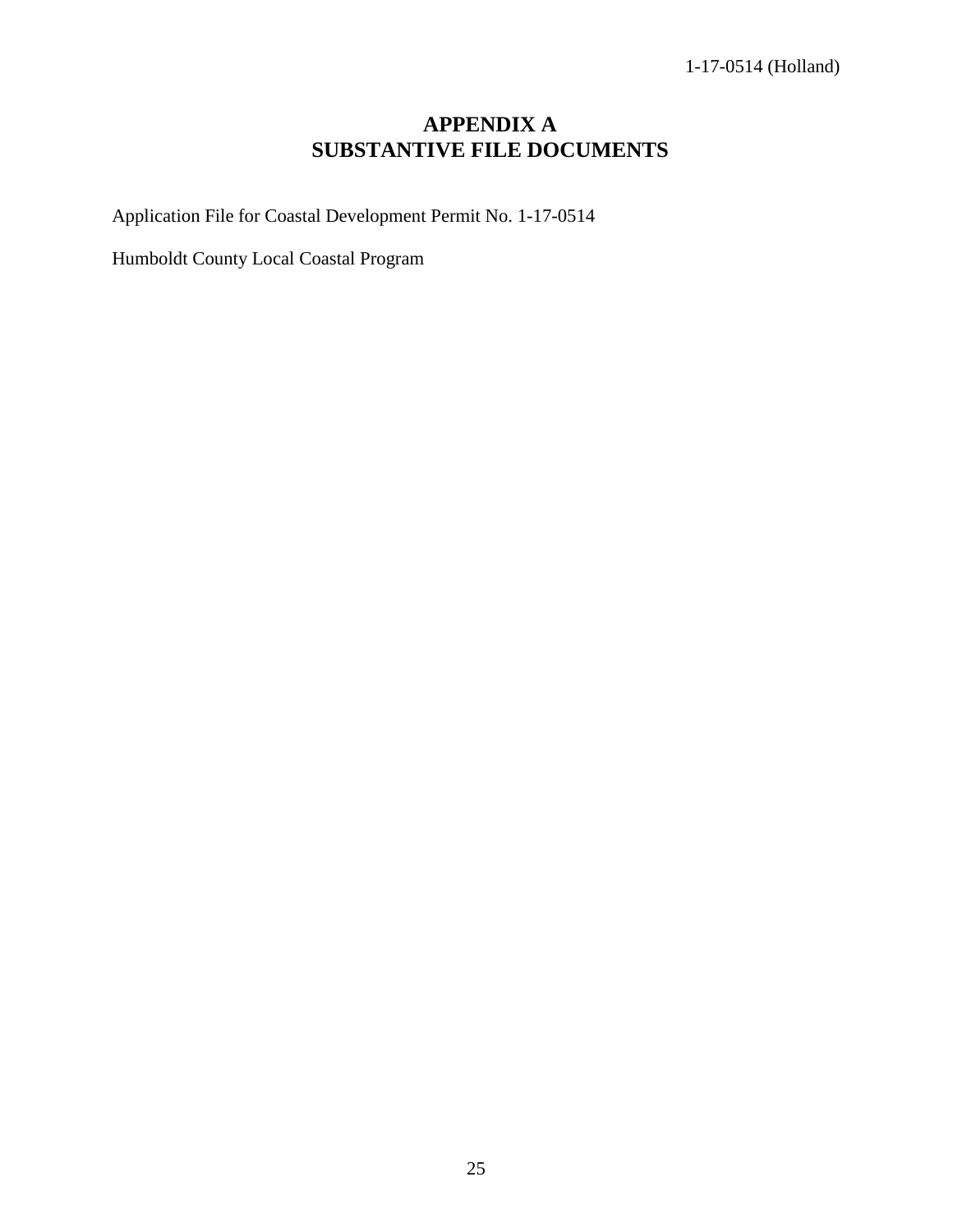# APPENDIX A
# SUBSTANTIVE FILE DOCUMENTS

Application File for Coastal Development Permit No. 1-17-0514

Humboldt County Local Coastal Program